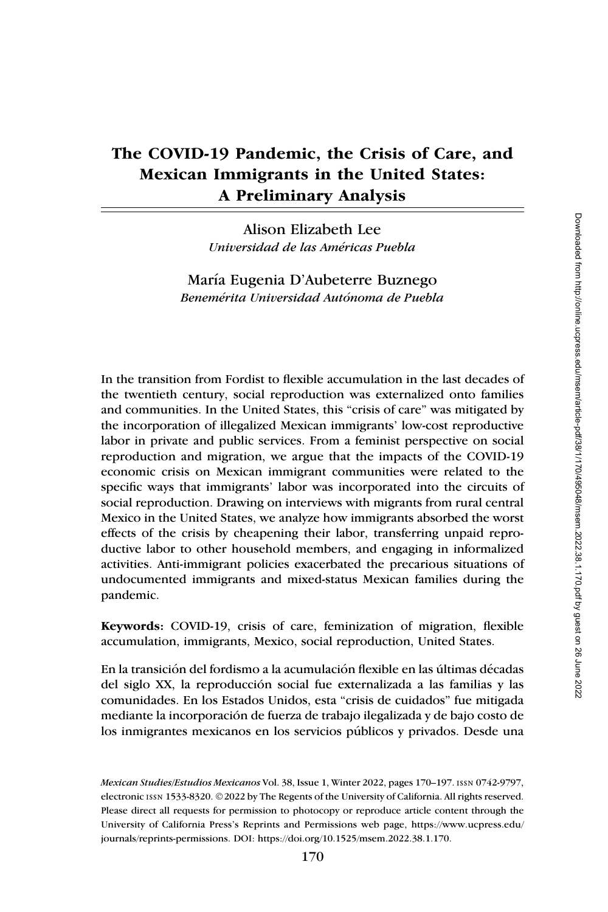# The COVID-19 Pandemic, the Crisis of Care, and Mexican Immigrants in the United States: A Preliminary Analysis

Alison Elizabeth Lee
*Universidad de las Américas Puebla*

María Eugenia D'Aubeterre Buznego
*Benemérita Universidad Autónoma de Puebla*

In the transition from Fordist to flexible accumulation in the last decades of the twentieth century, social reproduction was externalized onto families and communities. In the United States, this "crisis of care" was mitigated by the incorporation of illegalized Mexican immigrants' low-cost reproductive labor in private and public services. From a feminist perspective on social reproduction and migration, we argue that the impacts of the COVID-19 economic crisis on Mexican immigrant communities were related to the specific ways that immigrants' labor was incorporated into the circuits of social reproduction. Drawing on interviews with migrants from rural central Mexico in the United States, we analyze how immigrants absorbed the worst effects of the crisis by cheapening their labor, transferring unpaid reproductive labor to other household members, and engaging in informalized activities. Anti-immigrant policies exacerbated the precarious situations of undocumented immigrants and mixed-status Mexican families during the pandemic.

**Keywords:** COVID-19, crisis of care, feminization of migration, flexible accumulation, immigrants, Mexico, social reproduction, United States.

En la transición del fordismo a la acumulación flexible en las últimas décadas del siglo XX, la reproducción social fue externalizada a las familias y las comunidades. En los Estados Unidos, esta "crisis de cuidados" fue mitigada mediante la incorporación de fuerza de trabajo ilegalizada y de bajo costo de los inmigrantes mexicanos en los servicios públicos y privados. Desde una

*Mexican Studies/Estudios Mexicanos* Vol. 38, Issue 1, Winter 2022, pages 170–197. ISSN 0742-9797, electronic ISSN 1533-8320. © 2022 by The Regents of the University of California. All rights reserved. Please direct all requests for permission to photocopy or reproduce article content through the University of California Press's Reprints and Permissions web page, https://www.ucpress.edu/journals/reprints-permissions. DOI: https://doi.org/10.1525/msem.2022.38.1.170.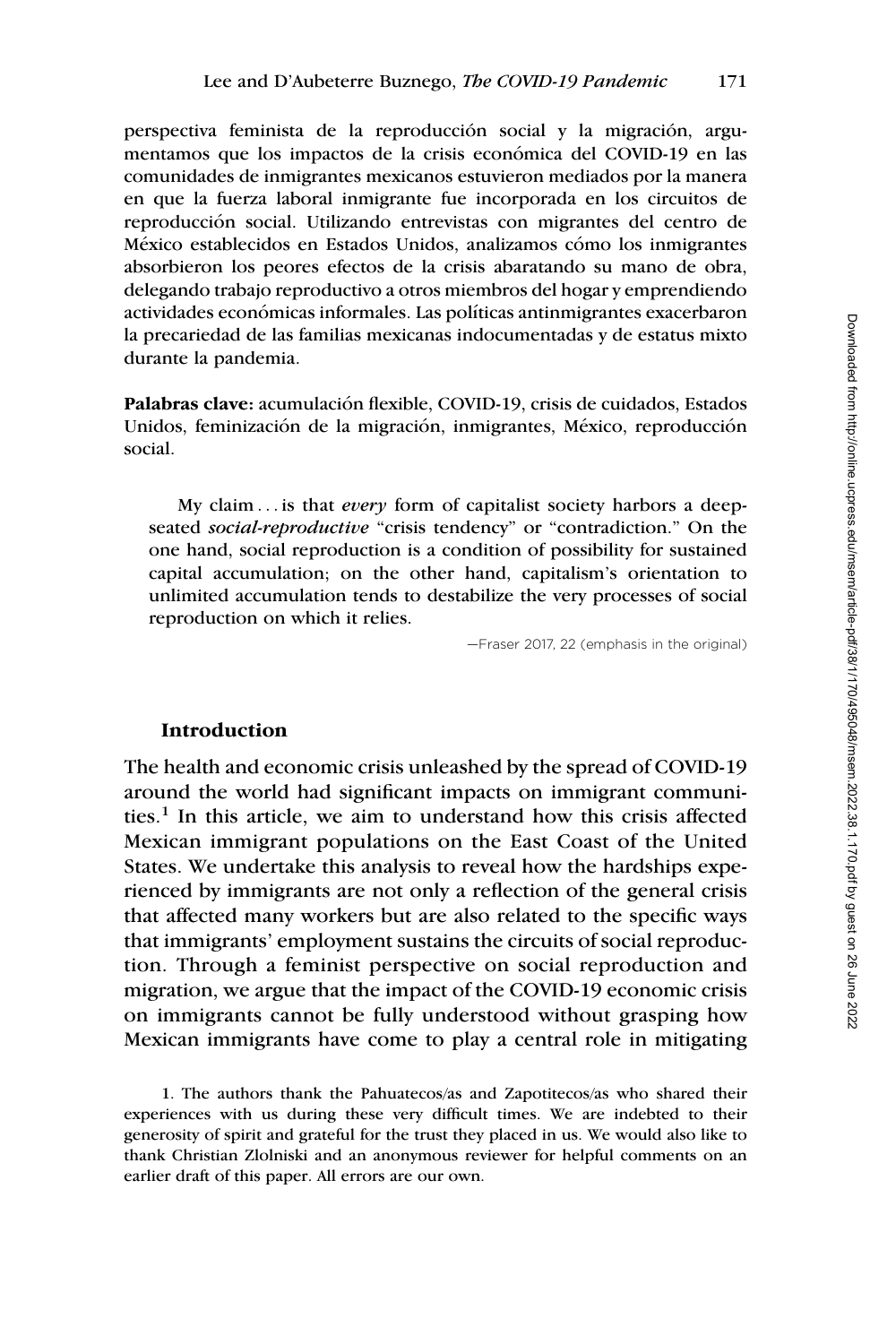perspectiva feminista de la reproducción social y la migración, argumentamos que los impactos de la crisis económica del COVID-19 en las comunidades de inmigrantes mexicanos estuvieron mediados por la manera en que la fuerza laboral inmigrante fue incorporada en los circuitos de reproducción social. Utilizando entrevistas con migrantes del centro de México establecidos en Estados Unidos, analizamos cómo los inmigrantes absorbieron los peores efectos de la crisis abaratando su mano de obra, delegando trabajo reproductivo a otros miembros del hogar y emprendiendo actividades económicas informales. Las políticas antinmigrantes exacerbaron la precariedad de las familias mexicanas indocumentadas y de estatus mixto durante la pandemia.

**Palabras clave:** acumulación flexible, COVID-19, crisis de cuidados, Estados Unidos, feminización de la migración, inmigrantes, México, reproducción social.

> My claim . . . is that *every* form of capitalist society harbors a deep-seated *social-reproductive* "crisis tendency" or "contradiction." On the one hand, social reproduction is a condition of possibility for sustained capital accumulation; on the other hand, capitalism's orientation to unlimited accumulation tends to destabilize the very processes of social reproduction on which it relies.
>
> —Fraser 2017, 22 (emphasis in the original)

## Introduction

The health and economic crisis unleashed by the spread of COVID-19 around the world had significant impacts on immigrant communities.[1] In this article, we aim to understand how this crisis affected Mexican immigrant populations on the East Coast of the United States. We undertake this analysis to reveal how the hardships experienced by immigrants are not only a reflection of the general crisis that affected many workers but are also related to the specific ways that immigrants' employment sustains the circuits of social reproduction. Through a feminist perspective on social reproduction and migration, we argue that the impact of the COVID-19 economic crisis on immigrants cannot be fully understood without grasping how Mexican immigrants have come to play a central role in mitigating

1. The authors thank the Pahuatecos/as and Zapotitecos/as who shared their experiences with us during these very difficult times. We are indebted to their generosity of spirit and grateful for the trust they placed in us. We would also like to thank Christian Zlolniski and an anonymous reviewer for helpful comments on an earlier draft of this paper. All errors are our own.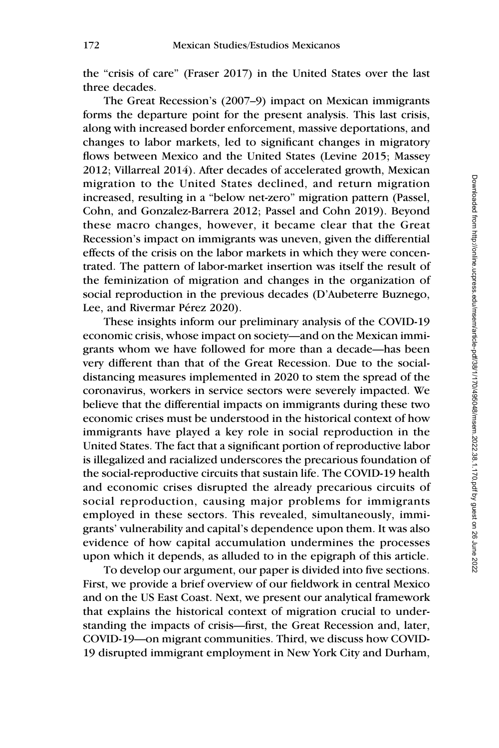the "crisis of care" (Fraser 2017) in the United States over the last three decades.

The Great Recession's (2007–9) impact on Mexican immigrants forms the departure point for the present analysis. This last crisis, along with increased border enforcement, massive deportations, and changes to labor markets, led to significant changes in migratory flows between Mexico and the United States (Levine 2015; Massey 2012; Villarreal 2014). After decades of accelerated growth, Mexican migration to the United States declined, and return migration increased, resulting in a "below net-zero" migration pattern (Passel, Cohn, and Gonzalez-Barrera 2012; Passel and Cohn 2019). Beyond these macro changes, however, it became clear that the Great Recession's impact on immigrants was uneven, given the differential effects of the crisis on the labor markets in which they were concentrated. The pattern of labor-market insertion was itself the result of the feminization of migration and changes in the organization of social reproduction in the previous decades (D'Aubeterre Buznego, Lee, and Rivermar Pérez 2020).

These insights inform our preliminary analysis of the COVID-19 economic crisis, whose impact on society—and on the Mexican immigrants whom we have followed for more than a decade—has been very different than that of the Great Recession. Due to the social-distancing measures implemented in 2020 to stem the spread of the coronavirus, workers in service sectors were severely impacted. We believe that the differential impacts on immigrants during these two economic crises must be understood in the historical context of how immigrants have played a key role in social reproduction in the United States. The fact that a significant portion of reproductive labor is illegalized and racialized underscores the precarious foundation of the social-reproductive circuits that sustain life. The COVID-19 health and economic crises disrupted the already precarious circuits of social reproduction, causing major problems for immigrants employed in these sectors. This revealed, simultaneously, immigrants' vulnerability and capital's dependence upon them. It was also evidence of how capital accumulation undermines the processes upon which it depends, as alluded to in the epigraph of this article.

To develop our argument, our paper is divided into five sections. First, we provide a brief overview of our fieldwork in central Mexico and on the US East Coast. Next, we present our analytical framework that explains the historical context of migration crucial to understanding the impacts of crisis—first, the Great Recession and, later, COVID-19—on migrant communities. Third, we discuss how COVID-19 disrupted immigrant employment in New York City and Durham,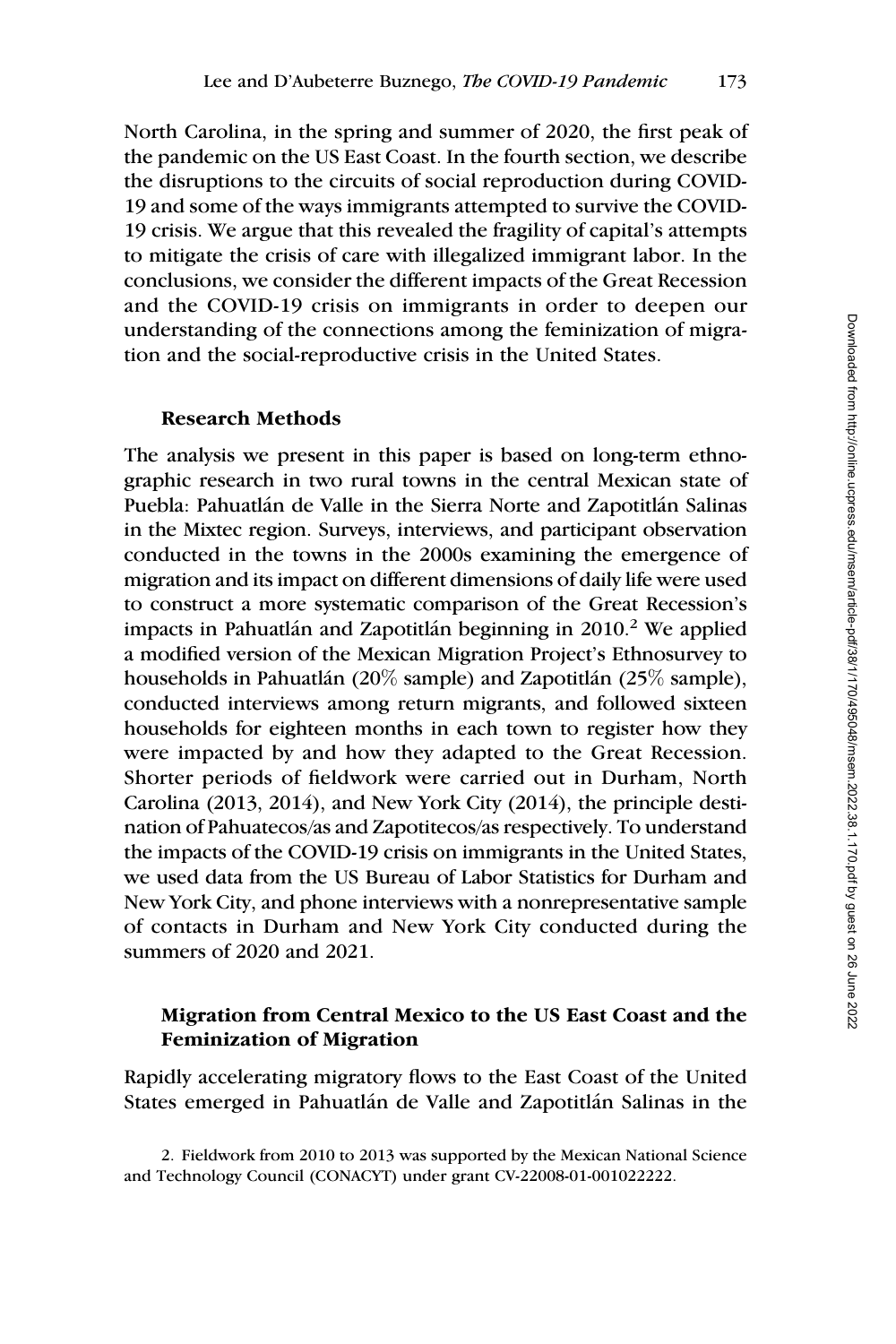North Carolina, in the spring and summer of 2020, the first peak of the pandemic on the US East Coast. In the fourth section, we describe the disruptions to the circuits of social reproduction during COVID-19 and some of the ways immigrants attempted to survive the COVID-19 crisis. We argue that this revealed the fragility of capital's attempts to mitigate the crisis of care with illegalized immigrant labor. In the conclusions, we consider the different impacts of the Great Recession and the COVID-19 crisis on immigrants in order to deepen our understanding of the connections among the feminization of migration and the social-reproductive crisis in the United States.

## Research Methods

The analysis we present in this paper is based on long-term ethnographic research in two rural towns in the central Mexican state of Puebla: Pahuatlán de Valle in the Sierra Norte and Zapotitlán Salinas in the Mixtec region. Surveys, interviews, and participant observation conducted in the towns in the 2000s examining the emergence of migration and its impact on different dimensions of daily life were used to construct a more systematic comparison of the Great Recession's impacts in Pahuatlán and Zapotitlán beginning in 2010.[2] We applied a modified version of the Mexican Migration Project's Ethnosurvey to households in Pahuatlán (20% sample) and Zapotitlán (25% sample), conducted interviews among return migrants, and followed sixteen households for eighteen months in each town to register how they were impacted by and how they adapted to the Great Recession. Shorter periods of fieldwork were carried out in Durham, North Carolina (2013, 2014), and New York City (2014), the principle destination of Pahuatecos/as and Zapotitecos/as respectively. To understand the impacts of the COVID-19 crisis on immigrants in the United States, we used data from the US Bureau of Labor Statistics for Durham and New York City, and phone interviews with a nonrepresentative sample of contacts in Durham and New York City conducted during the summers of 2020 and 2021.

## Migration from Central Mexico to the US East Coast and the Feminization of Migration

Rapidly accelerating migratory flows to the East Coast of the United States emerged in Pahuatlán de Valle and Zapotitlán Salinas in the

2. Fieldwork from 2010 to 2013 was supported by the Mexican National Science and Technology Council (CONACYT) under grant CV-22008-01-001022222.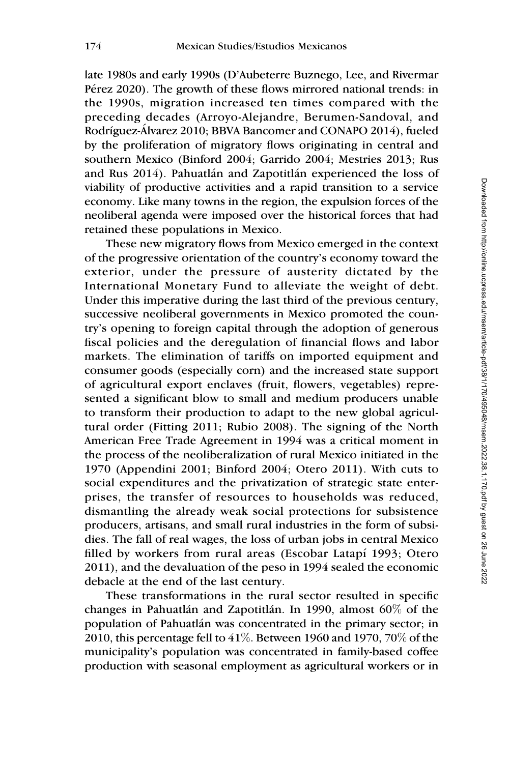late 1980s and early 1990s (D'Aubeterre Buznego, Lee, and Rivermar Pérez 2020). The growth of these flows mirrored national trends: in the 1990s, migration increased ten times compared with the preceding decades (Arroyo-Alejandre, Berumen-Sandoval, and Rodríguez-Álvarez 2010; BBVA Bancomer and CONAPO 2014), fueled by the proliferation of migratory flows originating in central and southern Mexico (Binford 2004; Garrido 2004; Mestries 2013; Rus and Rus 2014). Pahuatlán and Zapotitlán experienced the loss of viability of productive activities and a rapid transition to a service economy. Like many towns in the region, the expulsion forces of the neoliberal agenda were imposed over the historical forces that had retained these populations in Mexico.

These new migratory flows from Mexico emerged in the context of the progressive orientation of the country's economy toward the exterior, under the pressure of austerity dictated by the International Monetary Fund to alleviate the weight of debt. Under this imperative during the last third of the previous century, successive neoliberal governments in Mexico promoted the country's opening to foreign capital through the adoption of generous fiscal policies and the deregulation of financial flows and labor markets. The elimination of tariffs on imported equipment and consumer goods (especially corn) and the increased state support of agricultural export enclaves (fruit, flowers, vegetables) represented a significant blow to small and medium producers unable to transform their production to adapt to the new global agricultural order (Fitting 2011; Rubio 2008). The signing of the North American Free Trade Agreement in 1994 was a critical moment in the process of the neoliberalization of rural Mexico initiated in the 1970 (Appendini 2001; Binford 2004; Otero 2011). With cuts to social expenditures and the privatization of strategic state enterprises, the transfer of resources to households was reduced, dismantling the already weak social protections for subsistence producers, artisans, and small rural industries in the form of subsidies. The fall of real wages, the loss of urban jobs in central Mexico filled by workers from rural areas (Escobar Latapí 1993; Otero 2011), and the devaluation of the peso in 1994 sealed the economic debacle at the end of the last century.

These transformations in the rural sector resulted in specific changes in Pahuatlán and Zapotitlán. In 1990, almost 60% of the population of Pahuatlán was concentrated in the primary sector; in 2010, this percentage fell to 41%. Between 1960 and 1970, 70% of the municipality's population was concentrated in family-based coffee production with seasonal employment as agricultural workers or in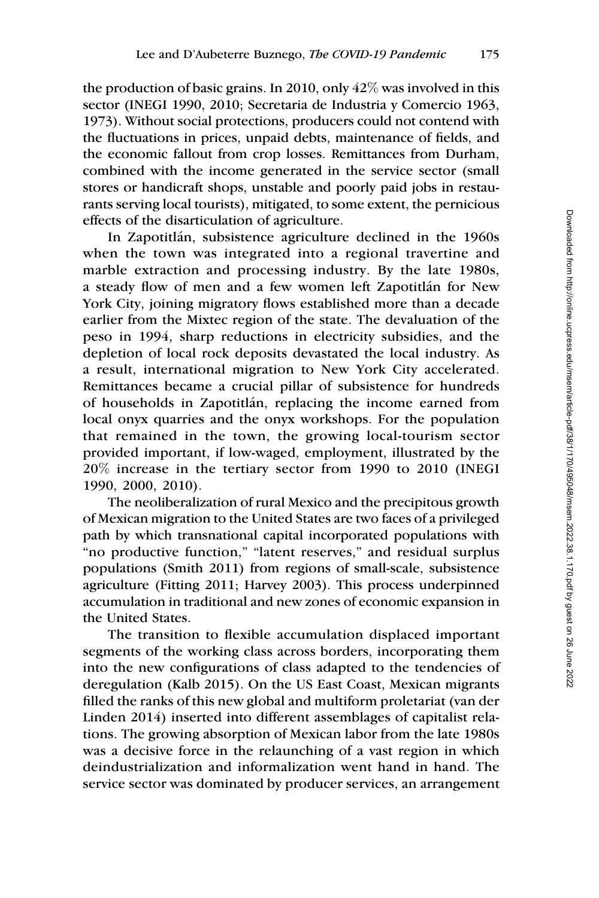the production of basic grains. In 2010, only 42% was involved in this sector (INEGI 1990, 2010; Secretaria de Industria y Comercio 1963, 1973). Without social protections, producers could not contend with the fluctuations in prices, unpaid debts, maintenance of fields, and the economic fallout from crop losses. Remittances from Durham, combined with the income generated in the service sector (small stores or handicraft shops, unstable and poorly paid jobs in restaurants serving local tourists), mitigated, to some extent, the pernicious effects of the disarticulation of agriculture.

In Zapotitlán, subsistence agriculture declined in the 1960s when the town was integrated into a regional travertine and marble extraction and processing industry. By the late 1980s, a steady flow of men and a few women left Zapotitlán for New York City, joining migratory flows established more than a decade earlier from the Mixtec region of the state. The devaluation of the peso in 1994, sharp reductions in electricity subsidies, and the depletion of local rock deposits devastated the local industry. As a result, international migration to New York City accelerated. Remittances became a crucial pillar of subsistence for hundreds of households in Zapotitlán, replacing the income earned from local onyx quarries and the onyx workshops. For the population that remained in the town, the growing local-tourism sector provided important, if low-waged, employment, illustrated by the 20% increase in the tertiary sector from 1990 to 2010 (INEGI 1990, 2000, 2010).

The neoliberalization of rural Mexico and the precipitous growth of Mexican migration to the United States are two faces of a privileged path by which transnational capital incorporated populations with "no productive function," "latent reserves," and residual surplus populations (Smith 2011) from regions of small-scale, subsistence agriculture (Fitting 2011; Harvey 2003). This process underpinned accumulation in traditional and new zones of economic expansion in the United States.

The transition to flexible accumulation displaced important segments of the working class across borders, incorporating them into the new configurations of class adapted to the tendencies of deregulation (Kalb 2015). On the US East Coast, Mexican migrants filled the ranks of this new global and multiform proletariat (van der Linden 2014) inserted into different assemblages of capitalist relations. The growing absorption of Mexican labor from the late 1980s was a decisive force in the relaunching of a vast region in which deindustrialization and informalization went hand in hand. The service sector was dominated by producer services, an arrangement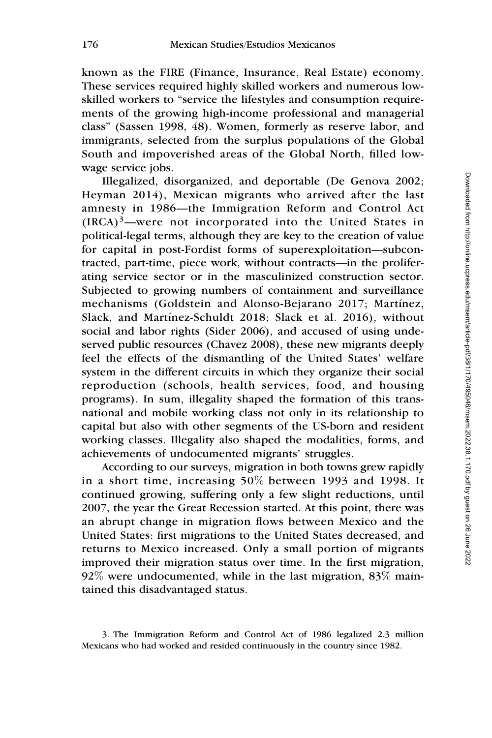known as the FIRE (Finance, Insurance, Real Estate) economy. These services required highly skilled workers and numerous low-skilled workers to "service the lifestyles and consumption requirements of the growing high-income professional and managerial class" (Sassen 1998, 48). Women, formerly as reserve labor, and immigrants, selected from the surplus populations of the Global South and impoverished areas of the Global North, filled low-wage service jobs.

Illegalized, disorganized, and deportable (De Genova 2002; Heyman 2014), Mexican migrants who arrived after the last amnesty in 1986—the Immigration Reform and Control Act (IRCA)[3]—were not incorporated into the United States in political-legal terms, although they are key to the creation of value for capital in post-Fordist forms of superexploitation—subcontracted, part-time, piece work, without contracts—in the proliferating service sector or in the masculinized construction sector. Subjected to growing numbers of containment and surveillance mechanisms (Goldstein and Alonso-Bejarano 2017; Martínez, Slack, and Martínez-Schuldt 2018; Slack et al. 2016), without social and labor rights (Sider 2006), and accused of using undeserved public resources (Chavez 2008), these new migrants deeply feel the effects of the dismantling of the United States' welfare system in the different circuits in which they organize their social reproduction (schools, health services, food, and housing programs). In sum, illegality shaped the formation of this transnational and mobile working class not only in its relationship to capital but also with other segments of the US-born and resident working classes. Illegality also shaped the modalities, forms, and achievements of undocumented migrants' struggles.

According to our surveys, migration in both towns grew rapidly in a short time, increasing 50% between 1993 and 1998. It continued growing, suffering only a few slight reductions, until 2007, the year the Great Recession started. At this point, there was an abrupt change in migration flows between Mexico and the United States: first migrations to the United States decreased, and returns to Mexico increased. Only a small portion of migrants improved their migration status over time. In the first migration, 92% were undocumented, while in the last migration, 83% maintained this disadvantaged status.

3. The Immigration Reform and Control Act of 1986 legalized 2.3 million Mexicans who had worked and resided continuously in the country since 1982.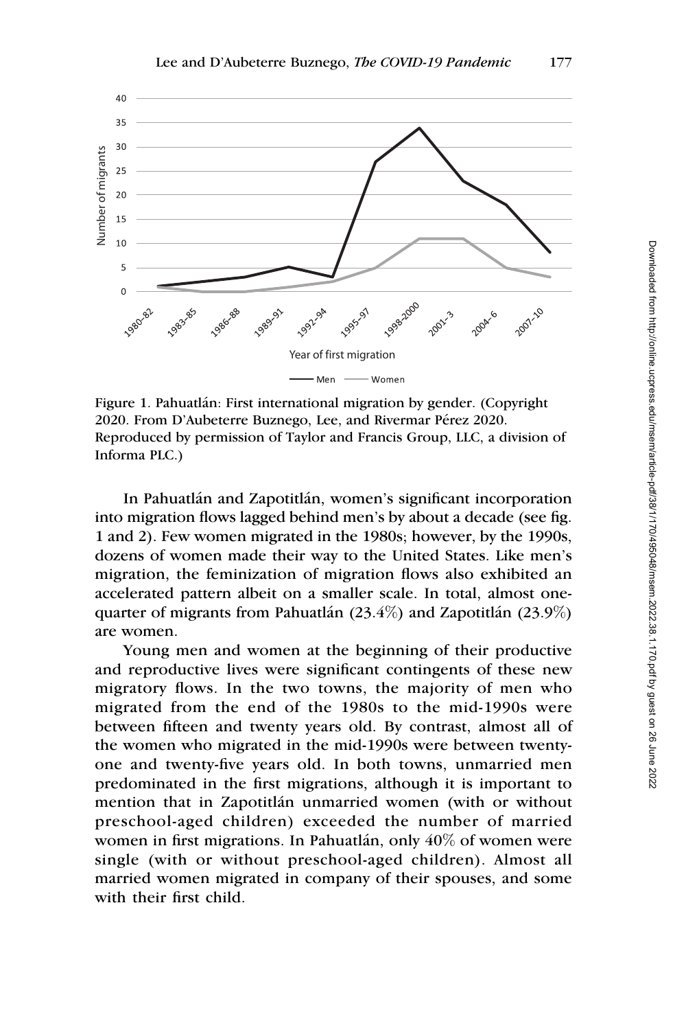Figure 1. Pahuatlán: First international migration by gender. (Copyright 2020. From D'Aubeterre Buznego, Lee, and Rivermar Pérez 2020. Reproduced by permission of Taylor and Francis Group, LLC, a division of Informa PLC.)

In Pahuatlán and Zapotitlán, women's significant incorporation into migration flows lagged behind men's by about a decade (see fig. 1 and 2). Few women migrated in the 1980s; however, by the 1990s, dozens of women made their way to the United States. Like men's migration, the feminization of migration flows also exhibited an accelerated pattern albeit on a smaller scale. In total, almost one-quarter of migrants from Pahuatlán (23.4%) and Zapotitlán (23.9%) are women.

Young men and women at the beginning of their productive and reproductive lives were significant contingents of these new migratory flows. In the two towns, the majority of men who migrated from the end of the 1980s to the mid-1990s were between fifteen and twenty years old. By contrast, almost all of the women who migrated in the mid-1990s were between twenty-one and twenty-five years old. In both towns, unmarried men predominated in the first migrations, although it is important to mention that in Zapotitlán unmarried women (with or without preschool-aged children) exceeded the number of married women in first migrations. In Pahuatlán, only 40% of women were single (with or without preschool-aged children). Almost all married women migrated in company of their spouses, and some with their first child.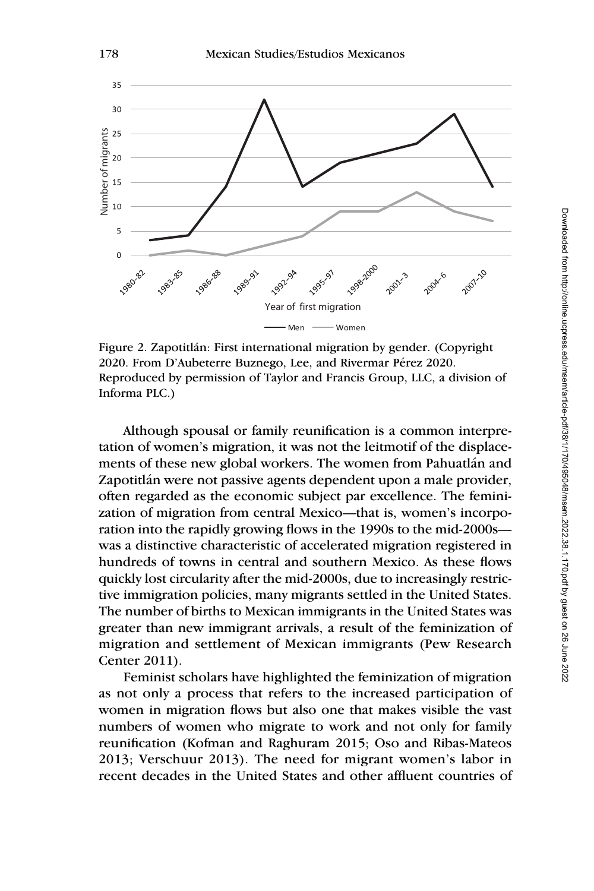Figure 2. Zapotitlán: First international migration by gender. (Copyright 2020. From D'Aubeterre Buznego, Lee, and Rivermar Pérez 2020. Reproduced by permission of Taylor and Francis Group, LLC, a division of Informa PLC.)

Although spousal or family reunification is a common interpretation of women's migration, it was not the leitmotif of the displacements of these new global workers. The women from Pahuatlán and Zapotitlán were not passive agents dependent upon a male provider, often regarded as the economic subject par excellence. The feminization of migration from central Mexico—that is, women's incorporation into the rapidly growing flows in the 1990s to the mid-2000s—was a distinctive characteristic of accelerated migration registered in hundreds of towns in central and southern Mexico. As these flows quickly lost circularity after the mid-2000s, due to increasingly restrictive immigration policies, many migrants settled in the United States. The number of births to Mexican immigrants in the United States was greater than new immigrant arrivals, a result of the feminization of migration and settlement of Mexican immigrants (Pew Research Center 2011).

Feminist scholars have highlighted the feminization of migration as not only a process that refers to the increased participation of women in migration flows but also one that makes visible the vast numbers of women who migrate to work and not only for family reunification (Kofman and Raghuram 2015; Oso and Ribas-Mateos 2013; Verschuur 2013). The need for migrant women's labor in recent decades in the United States and other affluent countries of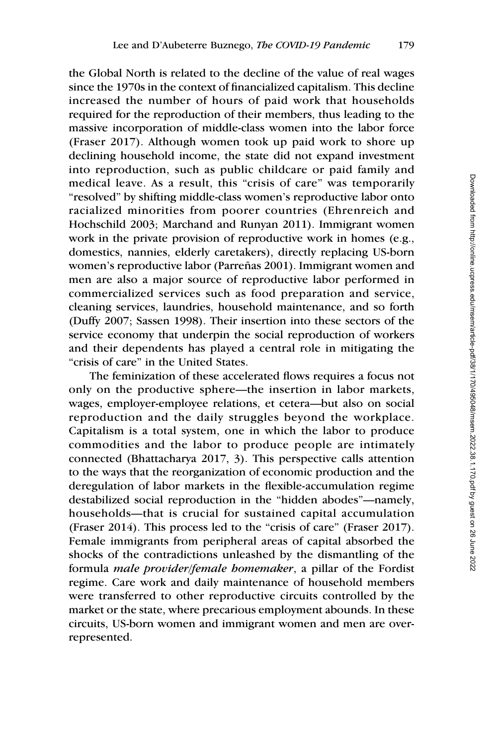the Global North is related to the decline of the value of real wages since the 1970s in the context of financialized capitalism. This decline increased the number of hours of paid work that households required for the reproduction of their members, thus leading to the massive incorporation of middle-class women into the labor force (Fraser 2017). Although women took up paid work to shore up declining household income, the state did not expand investment into reproduction, such as public childcare or paid family and medical leave. As a result, this "crisis of care" was temporarily "resolved" by shifting middle-class women's reproductive labor onto racialized minorities from poorer countries (Ehrenreich and Hochschild 2003; Marchand and Runyan 2011). Immigrant women work in the private provision of reproductive work in homes (e.g., domestics, nannies, elderly caretakers), directly replacing US-born women's reproductive labor (Parreñas 2001). Immigrant women and men are also a major source of reproductive labor performed in commercialized services such as food preparation and service, cleaning services, laundries, household maintenance, and so forth (Duffy 2007; Sassen 1998). Their insertion into these sectors of the service economy that underpin the social reproduction of workers and their dependents has played a central role in mitigating the "crisis of care" in the United States.

The feminization of these accelerated flows requires a focus not only on the productive sphere—the insertion in labor markets, wages, employer-employee relations, et cetera—but also on social reproduction and the daily struggles beyond the workplace. Capitalism is a total system, one in which the labor to produce commodities and the labor to produce people are intimately connected (Bhattacharya 2017, 3). This perspective calls attention to the ways that the reorganization of economic production and the deregulation of labor markets in the flexible-accumulation regime destabilized social reproduction in the "hidden abodes"—namely, households—that is crucial for sustained capital accumulation (Fraser 2014). This process led to the "crisis of care" (Fraser 2017). Female immigrants from peripheral areas of capital absorbed the shocks of the contradictions unleashed by the dismantling of the formula *male provider/female homemaker*, a pillar of the Fordist regime. Care work and daily maintenance of household members were transferred to other reproductive circuits controlled by the market or the state, where precarious employment abounds. In these circuits, US-born women and immigrant women and men are over-represented.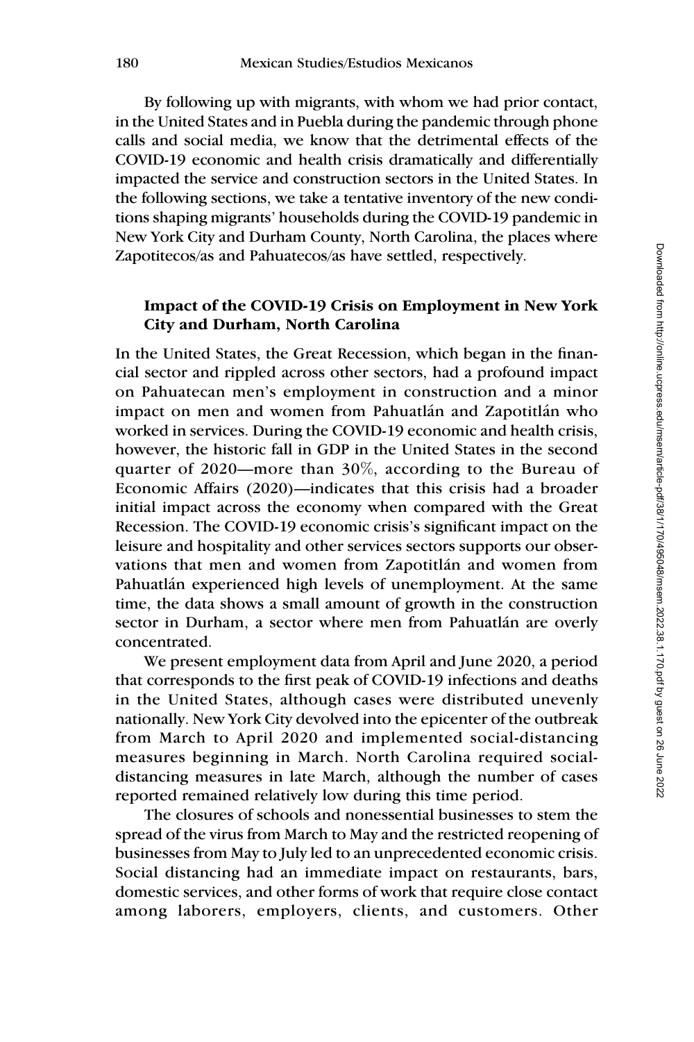By following up with migrants, with whom we had prior contact, in the United States and in Puebla during the pandemic through phone calls and social media, we know that the detrimental effects of the COVID-19 economic and health crisis dramatically and differentially impacted the service and construction sectors in the United States. In the following sections, we take a tentative inventory of the new conditions shaping migrants' households during the COVID-19 pandemic in New York City and Durham County, North Carolina, the places where Zapotitecos/as and Pahuatecos/as have settled, respectively.

## Impact of the COVID-19 Crisis on Employment in New York City and Durham, North Carolina

In the United States, the Great Recession, which began in the financial sector and rippled across other sectors, had a profound impact on Pahuatecan men's employment in construction and a minor impact on men and women from Pahuatlán and Zapotitlán who worked in services. During the COVID-19 economic and health crisis, however, the historic fall in GDP in the United States in the second quarter of 2020—more than 30%, according to the Bureau of Economic Affairs (2020)—indicates that this crisis had a broader initial impact across the economy when compared with the Great Recession. The COVID-19 economic crisis's significant impact on the leisure and hospitality and other services sectors supports our observations that men and women from Zapotitlán and women from Pahuatlán experienced high levels of unemployment. At the same time, the data shows a small amount of growth in the construction sector in Durham, a sector where men from Pahuatlán are overly concentrated.

We present employment data from April and June 2020, a period that corresponds to the first peak of COVID-19 infections and deaths in the United States, although cases were distributed unevenly nationally. New York City devolved into the epicenter of the outbreak from March to April 2020 and implemented social-distancing measures beginning in March. North Carolina required social-distancing measures in late March, although the number of cases reported remained relatively low during this time period.

The closures of schools and nonessential businesses to stem the spread of the virus from March to May and the restricted reopening of businesses from May to July led to an unprecedented economic crisis. Social distancing had an immediate impact on restaurants, bars, domestic services, and other forms of work that require close contact among laborers, employers, clients, and customers. Other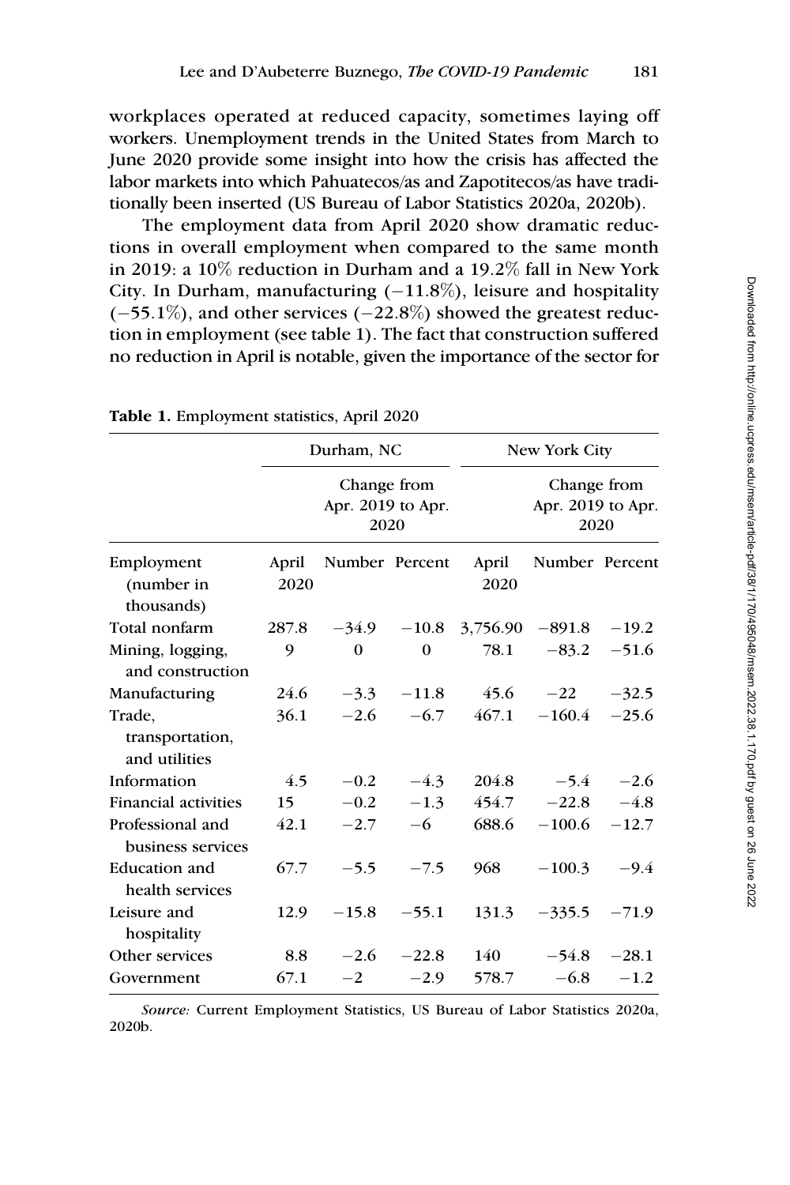workplaces operated at reduced capacity, sometimes laying off workers. Unemployment trends in the United States from March to June 2020 provide some insight into how the crisis has affected the labor markets into which Pahuatecos/as and Zapotitecos/as have traditionally been inserted (US Bureau of Labor Statistics 2020a, 2020b).

The employment data from April 2020 show dramatic reductions in overall employment when compared to the same month in 2019: a 10% reduction in Durham and a 19.2% fall in New York City. In Durham, manufacturing (−11.8%), leisure and hospitality (−55.1%), and other services (−22.8%) showed the greatest reduction in employment (see table 1). The fact that construction suffered no reduction in April is notable, given the importance of the sector for

**Table 1.** Employment statistics, April 2020

| | Durham, NC | | | New York City | | |
|---|---|---|---|---|---|---|
| | | Change from Apr. 2019 to Apr. 2020 | | | Change from Apr. 2019 to Apr. 2020 | |
| Employment (number in thousands) | April 2020 | Number | Percent | April 2020 | Number | Percent |
| Total nonfarm | 287.8 | −34.9 | −10.8 | 3,756.90 | −891.8 | −19.2 |
| Mining, logging, and construction | 9 | 0 | 0 | 78.1 | −83.2 | −51.6 |
| Manufacturing | 24.6 | −3.3 | −11.8 | 45.6 | −22 | −32.5 |
| Trade, transportation, and utilities | 36.1 | −2.6 | −6.7 | 467.1 | −160.4 | −25.6 |
| Information | 4.5 | −0.2 | −4.3 | 204.8 | −5.4 | −2.6 |
| Financial activities | 15 | −0.2 | −1.3 | 454.7 | −22.8 | −4.8 |
| Professional and business services | 42.1 | −2.7 | −6 | 688.6 | −100.6 | −12.7 |
| Education and health services | 67.7 | −5.5 | −7.5 | 968 | −100.3 | −9.4 |
| Leisure and hospitality | 12.9 | −15.8 | −55.1 | 131.3 | −335.5 | −71.9 |
| Other services | 8.8 | −2.6 | −22.8 | 140 | −54.8 | −28.1 |
| Government | 67.1 | −2 | −2.9 | 578.7 | −6.8 | −1.2 |

*Source:* Current Employment Statistics, US Bureau of Labor Statistics 2020a, 2020b.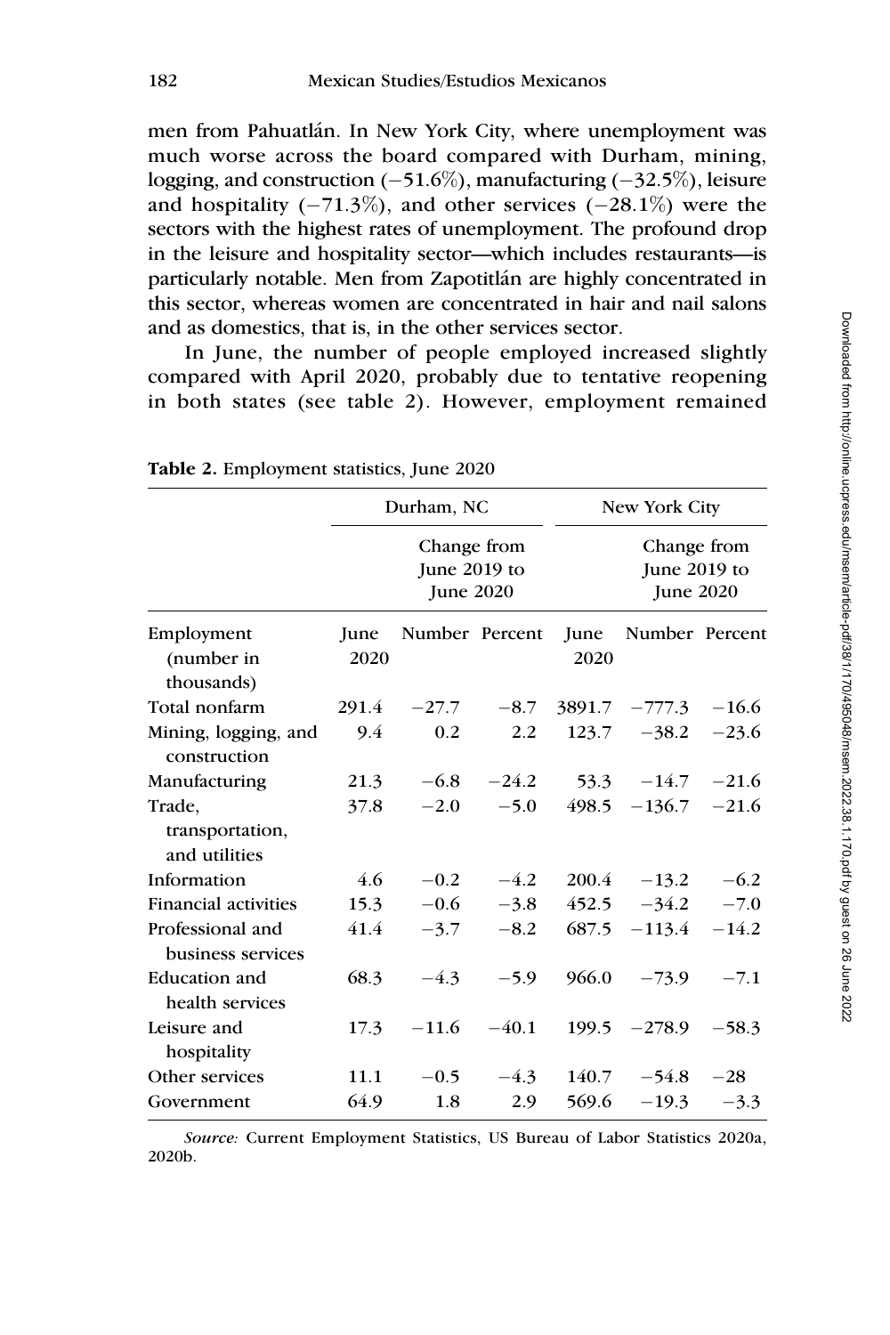men from Pahuatlán. In New York City, where unemployment was much worse across the board compared with Durham, mining, logging, and construction (−51.6%), manufacturing (−32.5%), leisure and hospitality (−71.3%), and other services (−28.1%) were the sectors with the highest rates of unemployment. The profound drop in the leisure and hospitality sector—which includes restaurants—is particularly notable. Men from Zapotitlán are highly concentrated in this sector, whereas women are concentrated in hair and nail salons and as domestics, that is, in the other services sector.

In June, the number of people employed increased slightly compared with April 2020, probably due to tentative reopening in both states (see table 2). However, employment remained

**Table 2.** Employment statistics, June 2020

| | Durham, NC | | | New York City | | |
|---|---|---|---|---|---|---|
| | | Change from June 2019 to June 2020 | | | Change from June 2019 to June 2020 | |
| Employment (number in thousands) | June 2020 | Number | Percent | June 2020 | Number | Percent |
| Total nonfarm | 291.4 | −27.7 | −8.7 | 3891.7 | −777.3 | −16.6 |
| Mining, logging, and construction | 9.4 | 0.2 | 2.2 | 123.7 | −38.2 | −23.6 |
| Manufacturing | 21.3 | −6.8 | −24.2 | 53.3 | −14.7 | −21.6 |
| Trade, transportation, and utilities | 37.8 | −2.0 | −5.0 | 498.5 | −136.7 | −21.6 |
| Information | 4.6 | −0.2 | −4.2 | 200.4 | −13.2 | −6.2 |
| Financial activities | 15.3 | −0.6 | −3.8 | 452.5 | −34.2 | −7.0 |
| Professional and business services | 41.4 | −3.7 | −8.2 | 687.5 | −113.4 | −14.2 |
| Education and health services | 68.3 | −4.3 | −5.9 | 966.0 | −73.9 | −7.1 |
| Leisure and hospitality | 17.3 | −11.6 | −40.1 | 199.5 | −278.9 | −58.3 |
| Other services | 11.1 | −0.5 | −4.3 | 140.7 | −54.8 | −28 |
| Government | 64.9 | 1.8 | 2.9 | 569.6 | −19.3 | −3.3 |

*Source:* Current Employment Statistics, US Bureau of Labor Statistics 2020a, 2020b.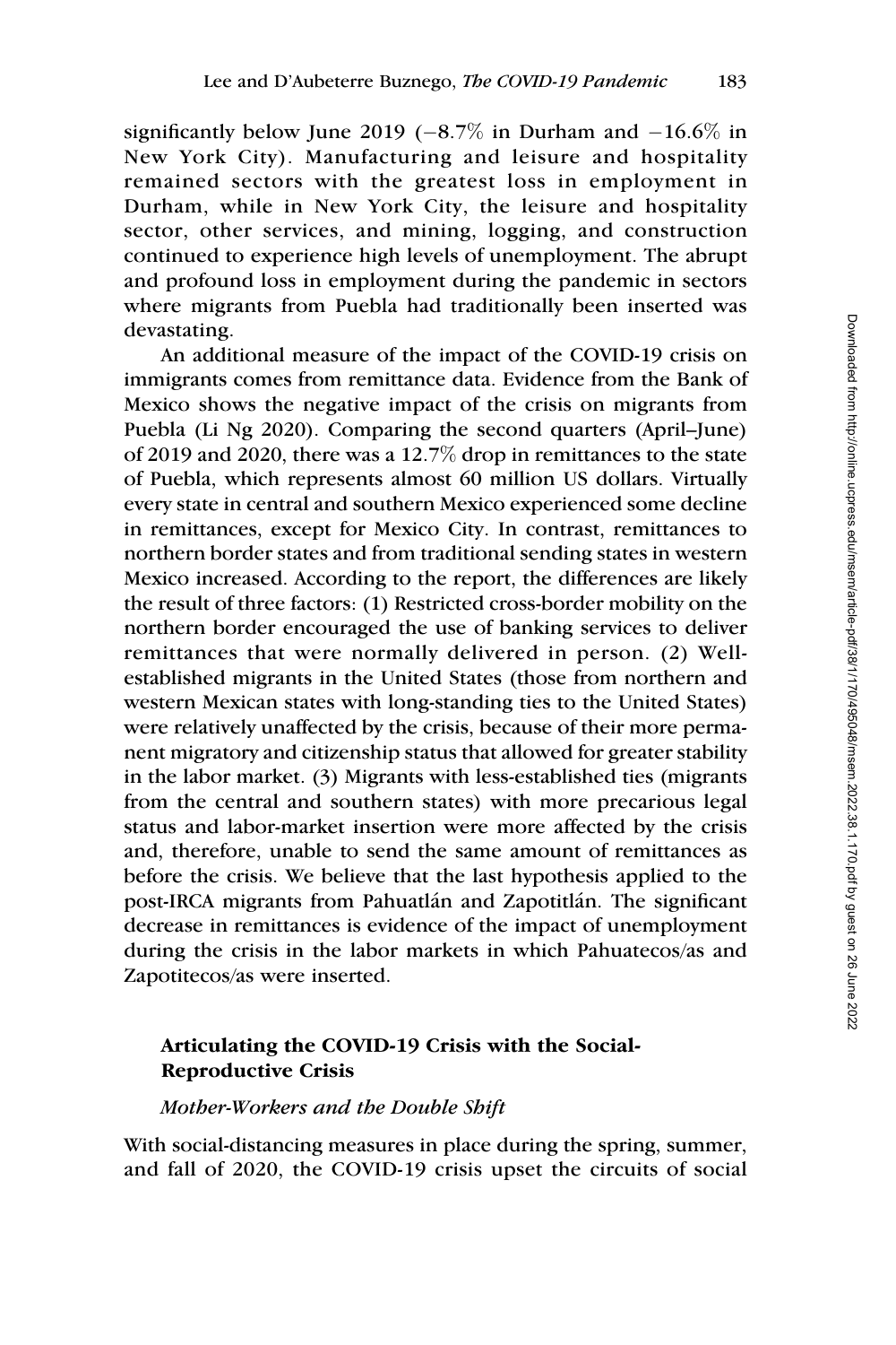significantly below June 2019 (−8.7% in Durham and −16.6% in New York City). Manufacturing and leisure and hospitality remained sectors with the greatest loss in employment in Durham, while in New York City, the leisure and hospitality sector, other services, and mining, logging, and construction continued to experience high levels of unemployment. The abrupt and profound loss in employment during the pandemic in sectors where migrants from Puebla had traditionally been inserted was devastating.

An additional measure of the impact of the COVID-19 crisis on immigrants comes from remittance data. Evidence from the Bank of Mexico shows the negative impact of the crisis on migrants from Puebla (Li Ng 2020). Comparing the second quarters (April–June) of 2019 and 2020, there was a 12.7% drop in remittances to the state of Puebla, which represents almost 60 million US dollars. Virtually every state in central and southern Mexico experienced some decline in remittances, except for Mexico City. In contrast, remittances to northern border states and from traditional sending states in western Mexico increased. According to the report, the differences are likely the result of three factors: (1) Restricted cross-border mobility on the northern border encouraged the use of banking services to deliver remittances that were normally delivered in person. (2) Well-established migrants in the United States (those from northern and western Mexican states with long-standing ties to the United States) were relatively unaffected by the crisis, because of their more permanent migratory and citizenship status that allowed for greater stability in the labor market. (3) Migrants with less-established ties (migrants from the central and southern states) with more precarious legal status and labor-market insertion were more affected by the crisis and, therefore, unable to send the same amount of remittances as before the crisis. We believe that the last hypothesis applied to the post-IRCA migrants from Pahuatlán and Zapotitlán. The significant decrease in remittances is evidence of the impact of unemployment during the crisis in the labor markets in which Pahuatecos/as and Zapotitecos/as were inserted.

## Articulating the COVID-19 Crisis with the Social-Reproductive Crisis

### *Mother-Workers and the Double Shift*

With social-distancing measures in place during the spring, summer, and fall of 2020, the COVID-19 crisis upset the circuits of social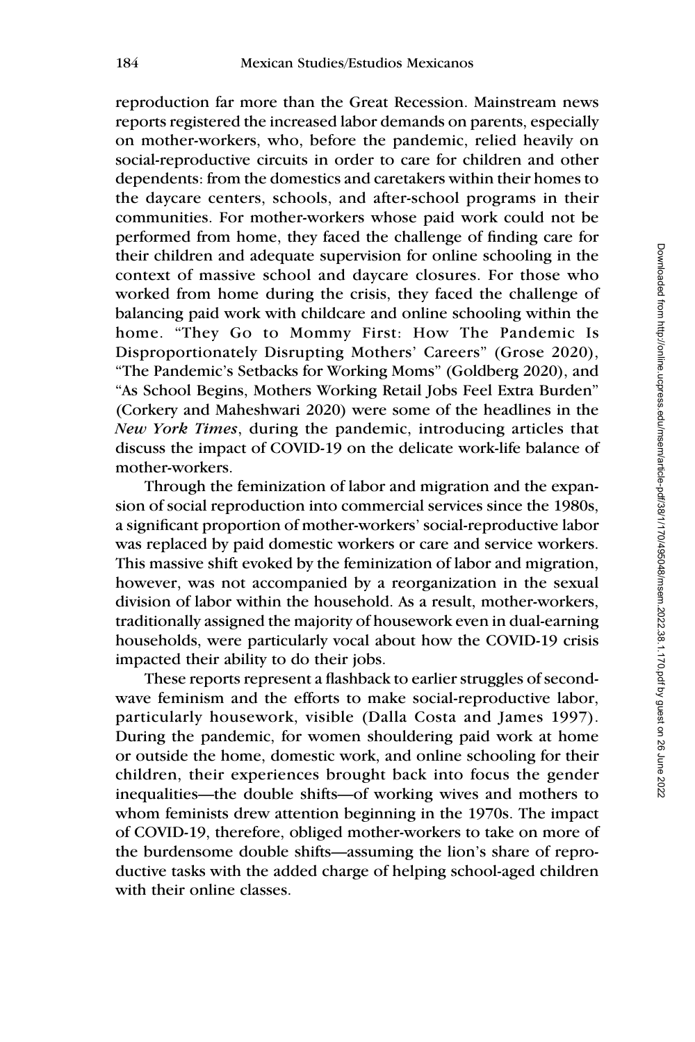reproduction far more than the Great Recession. Mainstream news reports registered the increased labor demands on parents, especially on mother-workers, who, before the pandemic, relied heavily on social-reproductive circuits in order to care for children and other dependents: from the domestics and caretakers within their homes to the daycare centers, schools, and after-school programs in their communities. For mother-workers whose paid work could not be performed from home, they faced the challenge of finding care for their children and adequate supervision for online schooling in the context of massive school and daycare closures. For those who worked from home during the crisis, they faced the challenge of balancing paid work with childcare and online schooling within the home. "They Go to Mommy First: How The Pandemic Is Disproportionately Disrupting Mothers' Careers" (Grose 2020), "The Pandemic's Setbacks for Working Moms" (Goldberg 2020), and "As School Begins, Mothers Working Retail Jobs Feel Extra Burden" (Corkery and Maheshwari 2020) were some of the headlines in the *New York Times*, during the pandemic, introducing articles that discuss the impact of COVID-19 on the delicate work-life balance of mother-workers.

Through the feminization of labor and migration and the expansion of social reproduction into commercial services since the 1980s, a significant proportion of mother-workers' social-reproductive labor was replaced by paid domestic workers or care and service workers. This massive shift evoked by the feminization of labor and migration, however, was not accompanied by a reorganization in the sexual division of labor within the household. As a result, mother-workers, traditionally assigned the majority of housework even in dual-earning households, were particularly vocal about how the COVID-19 crisis impacted their ability to do their jobs.

These reports represent a flashback to earlier struggles of second-wave feminism and the efforts to make social-reproductive labor, particularly housework, visible (Dalla Costa and James 1997). During the pandemic, for women shouldering paid work at home or outside the home, domestic work, and online schooling for their children, their experiences brought back into focus the gender inequalities—the double shifts—of working wives and mothers to whom feminists drew attention beginning in the 1970s. The impact of COVID-19, therefore, obliged mother-workers to take on more of the burdensome double shifts—assuming the lion's share of reproductive tasks with the added charge of helping school-aged children with their online classes.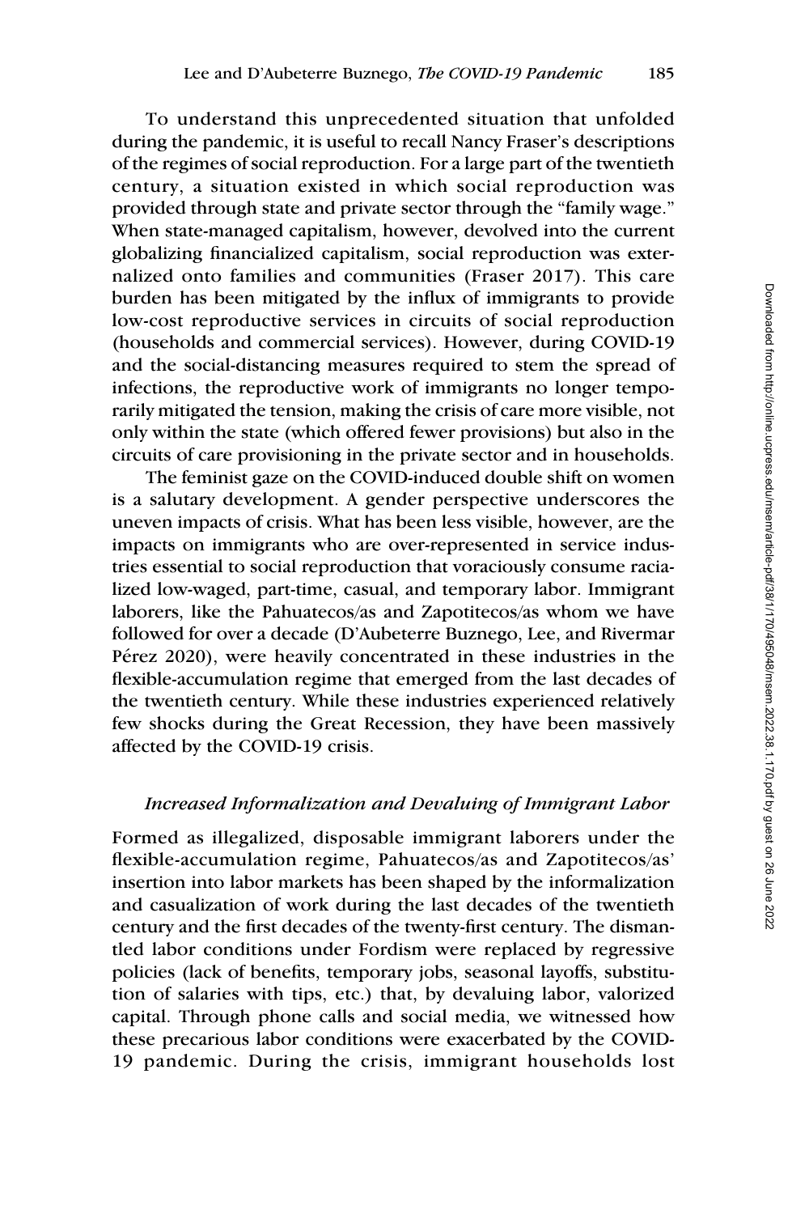To understand this unprecedented situation that unfolded during the pandemic, it is useful to recall Nancy Fraser's descriptions of the regimes of social reproduction. For a large part of the twentieth century, a situation existed in which social reproduction was provided through state and private sector through the "family wage." When state-managed capitalism, however, devolved into the current globalizing financialized capitalism, social reproduction was externalized onto families and communities (Fraser 2017). This care burden has been mitigated by the influx of immigrants to provide low-cost reproductive services in circuits of social reproduction (households and commercial services). However, during COVID-19 and the social-distancing measures required to stem the spread of infections, the reproductive work of immigrants no longer temporarily mitigated the tension, making the crisis of care more visible, not only within the state (which offered fewer provisions) but also in the circuits of care provisioning in the private sector and in households.

The feminist gaze on the COVID-induced double shift on women is a salutary development. A gender perspective underscores the uneven impacts of crisis. What has been less visible, however, are the impacts on immigrants who are over-represented in service industries essential to social reproduction that voraciously consume racialized low-waged, part-time, casual, and temporary labor. Immigrant laborers, like the Pahuatecos/as and Zapotitecos/as whom we have followed for over a decade (D'Aubeterre Buznego, Lee, and Rivermar Pérez 2020), were heavily concentrated in these industries in the flexible-accumulation regime that emerged from the last decades of the twentieth century. While these industries experienced relatively few shocks during the Great Recession, they have been massively affected by the COVID-19 crisis.

### *Increased Informalization and Devaluing of Immigrant Labor*

Formed as illegalized, disposable immigrant laborers under the flexible-accumulation regime, Pahuatecos/as and Zapotitecos/as' insertion into labor markets has been shaped by the informalization and casualization of work during the last decades of the twentieth century and the first decades of the twenty-first century. The dismantled labor conditions under Fordism were replaced by regressive policies (lack of benefits, temporary jobs, seasonal layoffs, substitution of salaries with tips, etc.) that, by devaluing labor, valorized capital. Through phone calls and social media, we witnessed how these precarious labor conditions were exacerbated by the COVID-19 pandemic. During the crisis, immigrant households lost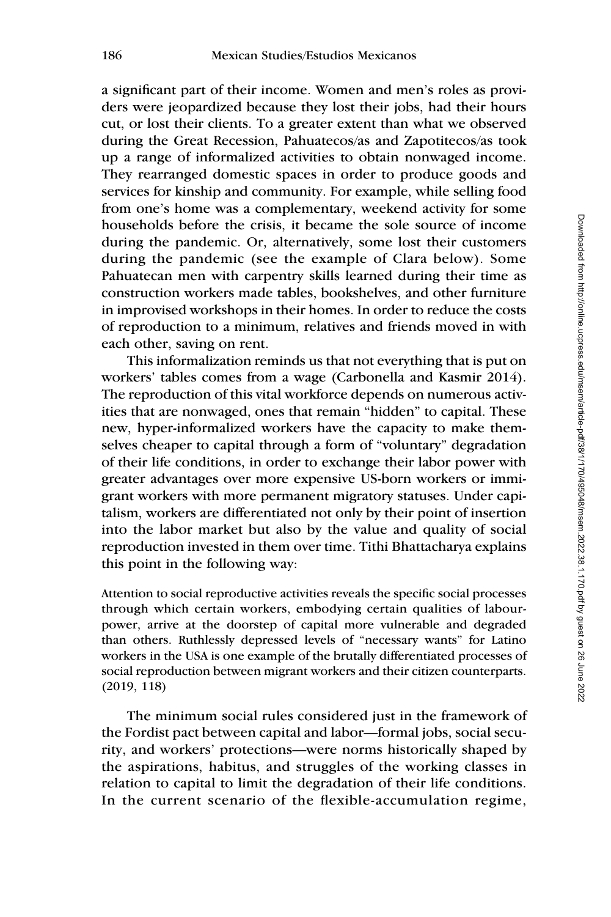a significant part of their income. Women and men's roles as providers were jeopardized because they lost their jobs, had their hours cut, or lost their clients. To a greater extent than what we observed during the Great Recession, Pahuatecos/as and Zapotitecos/as took up a range of informalized activities to obtain nonwaged income. They rearranged domestic spaces in order to produce goods and services for kinship and community. For example, while selling food from one's home was a complementary, weekend activity for some households before the crisis, it became the sole source of income during the pandemic. Or, alternatively, some lost their customers during the pandemic (see the example of Clara below). Some Pahuatecan men with carpentry skills learned during their time as construction workers made tables, bookshelves, and other furniture in improvised workshops in their homes. In order to reduce the costs of reproduction to a minimum, relatives and friends moved in with each other, saving on rent.

This informalization reminds us that not everything that is put on workers' tables comes from a wage (Carbonella and Kasmir 2014). The reproduction of this vital workforce depends on numerous activities that are nonwaged, ones that remain "hidden" to capital. These new, hyper-informalized workers have the capacity to make themselves cheaper to capital through a form of "voluntary" degradation of their life conditions, in order to exchange their labor power with greater advantages over more expensive US-born workers or immigrant workers with more permanent migratory statuses. Under capitalism, workers are differentiated not only by their point of insertion into the labor market but also by the value and quality of social reproduction invested in them over time. Tithi Bhattacharya explains this point in the following way:

> Attention to social reproductive activities reveals the specific social processes through which certain workers, embodying certain qualities of labour-power, arrive at the doorstep of capital more vulnerable and degraded than others. Ruthlessly depressed levels of "necessary wants" for Latino workers in the USA is one example of the brutally differentiated processes of social reproduction between migrant workers and their citizen counterparts. (2019, 118)

The minimum social rules considered just in the framework of the Fordist pact between capital and labor—formal jobs, social security, and workers' protections—were norms historically shaped by the aspirations, habitus, and struggles of the working classes in relation to capital to limit the degradation of their life conditions. In the current scenario of the flexible-accumulation regime,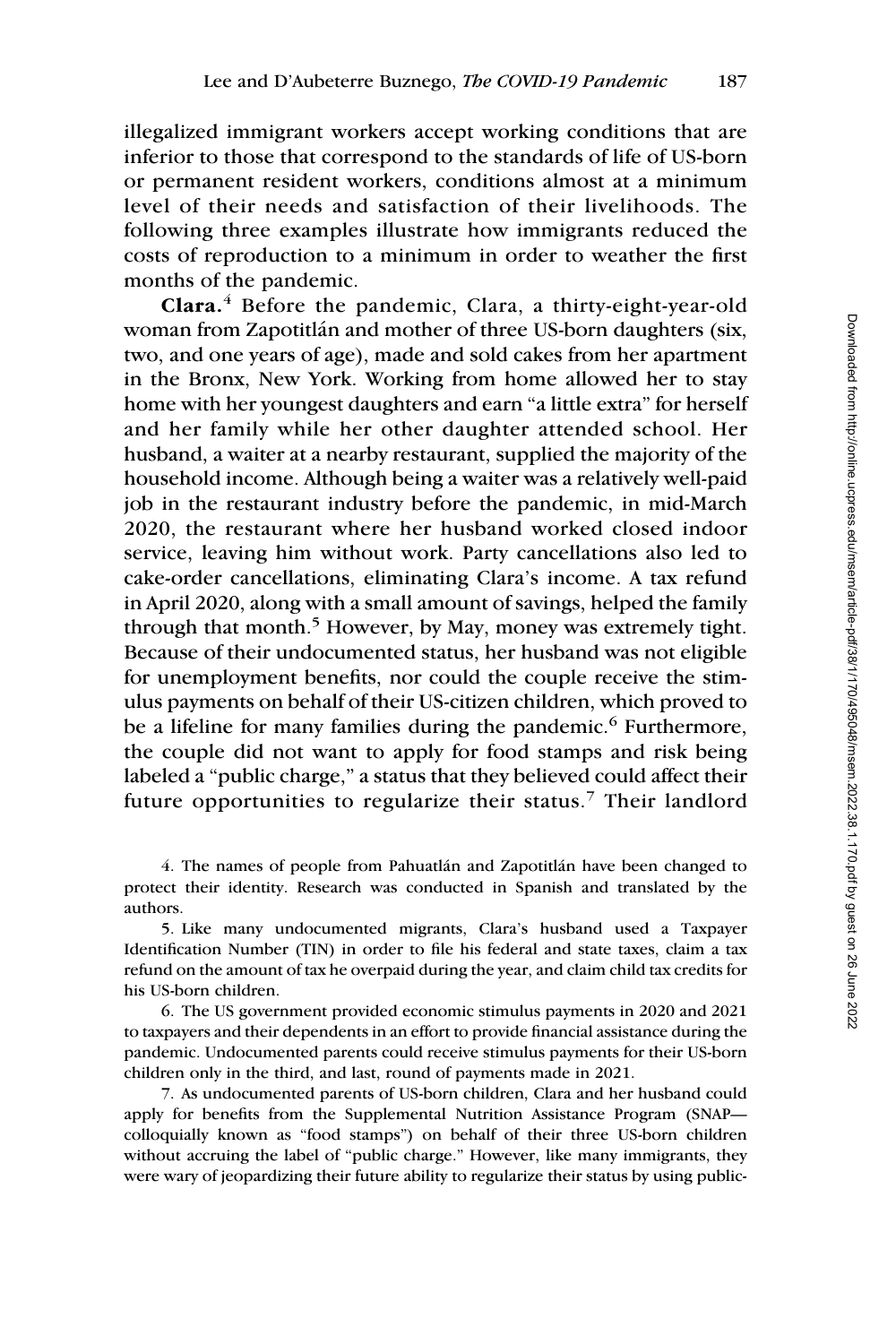illegalized immigrant workers accept working conditions that are inferior to those that correspond to the standards of life of US-born or permanent resident workers, conditions almost at a minimum level of their needs and satisfaction of their livelihoods. The following three examples illustrate how immigrants reduced the costs of reproduction to a minimum in order to weather the first months of the pandemic.

**Clara.**[4] Before the pandemic, Clara, a thirty-eight-year-old woman from Zapotitlán and mother of three US-born daughters (six, two, and one years of age), made and sold cakes from her apartment in the Bronx, New York. Working from home allowed her to stay home with her youngest daughters and earn "a little extra" for herself and her family while her other daughter attended school. Her husband, a waiter at a nearby restaurant, supplied the majority of the household income. Although being a waiter was a relatively well-paid job in the restaurant industry before the pandemic, in mid-March 2020, the restaurant where her husband worked closed indoor service, leaving him without work. Party cancellations also led to cake-order cancellations, eliminating Clara's income. A tax refund in April 2020, along with a small amount of savings, helped the family through that month.[5] However, by May, money was extremely tight. Because of their undocumented status, her husband was not eligible for unemployment benefits, nor could the couple receive the stimulus payments on behalf of their US-citizen children, which proved to be a lifeline for many families during the pandemic.[6] Furthermore, the couple did not want to apply for food stamps and risk being labeled a "public charge," a status that they believed could affect their future opportunities to regularize their status.[7] Their landlord

4. The names of people from Pahuatlán and Zapotitlán have been changed to protect their identity. Research was conducted in Spanish and translated by the authors.

5. Like many undocumented migrants, Clara's husband used a Taxpayer Identification Number (TIN) in order to file his federal and state taxes, claim a tax refund on the amount of tax he overpaid during the year, and claim child tax credits for his US-born children.

6. The US government provided economic stimulus payments in 2020 and 2021 to taxpayers and their dependents in an effort to provide financial assistance during the pandemic. Undocumented parents could receive stimulus payments for their US-born children only in the third, and last, round of payments made in 2021.

7. As undocumented parents of US-born children, Clara and her husband could apply for benefits from the Supplemental Nutrition Assistance Program (SNAP—colloquially known as "food stamps") on behalf of their three US-born children without accruing the label of "public charge." However, like many immigrants, they were wary of jeopardizing their future ability to regularize their status by using public-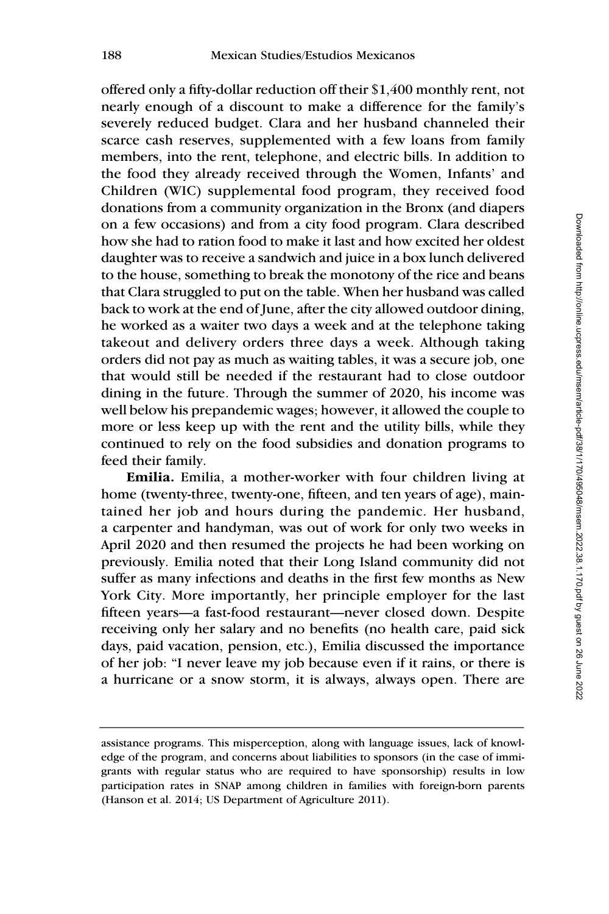offered only a fifty-dollar reduction off their $1,400 monthly rent, not nearly enough of a discount to make a difference for the family's severely reduced budget. Clara and her husband channeled their scarce cash reserves, supplemented with a few loans from family members, into the rent, telephone, and electric bills. In addition to the food they already received through the Women, Infants' and Children (WIC) supplemental food program, they received food donations from a community organization in the Bronx (and diapers on a few occasions) and from a city food program. Clara described how she had to ration food to make it last and how excited her oldest daughter was to receive a sandwich and juice in a box lunch delivered to the house, something to break the monotony of the rice and beans that Clara struggled to put on the table. When her husband was called back to work at the end of June, after the city allowed outdoor dining, he worked as a waiter two days a week and at the telephone taking takeout and delivery orders three days a week. Although taking orders did not pay as much as waiting tables, it was a secure job, one that would still be needed if the restaurant had to close outdoor dining in the future. Through the summer of 2020, his income was well below his prepandemic wages; however, it allowed the couple to more or less keep up with the rent and the utility bills, while they continued to rely on the food subsidies and donation programs to feed their family.

**Emilia.** Emilia, a mother-worker with four children living at home (twenty-three, twenty-one, fifteen, and ten years of age), maintained her job and hours during the pandemic. Her husband, a carpenter and handyman, was out of work for only two weeks in April 2020 and then resumed the projects he had been working on previously. Emilia noted that their Long Island community did not suffer as many infections and deaths in the first few months as New York City. More importantly, her principle employer for the last fifteen years—a fast-food restaurant—never closed down. Despite receiving only her salary and no benefits (no health care, paid sick days, paid vacation, pension, etc.), Emilia discussed the importance of her job: "I never leave my job because even if it rains, or there is a hurricane or a snow storm, it is always, always open. There are

assistance programs. This misperception, along with language issues, lack of knowledge of the program, and concerns about liabilities to sponsors (in the case of immigrants with regular status who are required to have sponsorship) results in low participation rates in SNAP among children in families with foreign-born parents (Hanson et al. 2014; US Department of Agriculture 2011).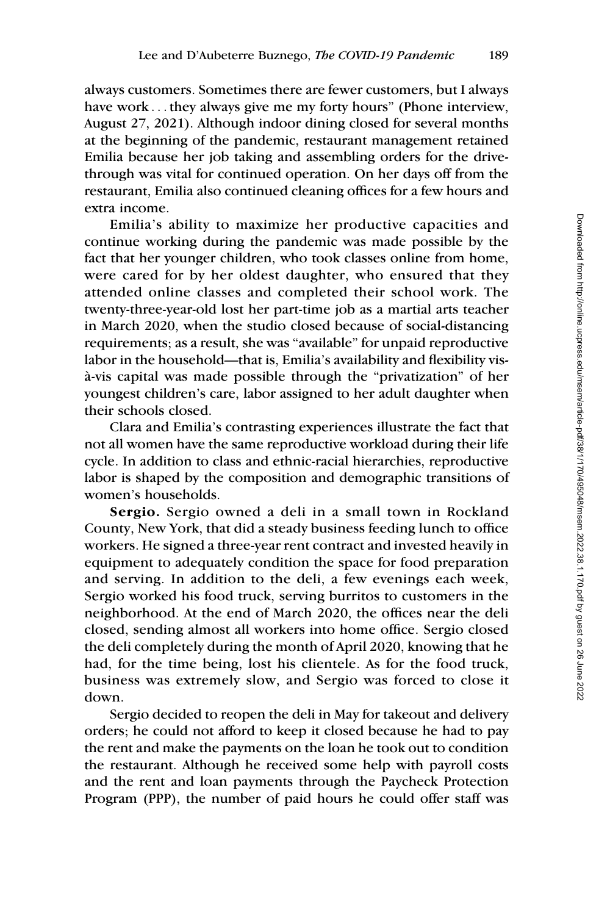always customers. Sometimes there are fewer customers, but I always have work . . . they always give me my forty hours" (Phone interview, August 27, 2021). Although indoor dining closed for several months at the beginning of the pandemic, restaurant management retained Emilia because her job taking and assembling orders for the drive-through was vital for continued operation. On her days off from the restaurant, Emilia also continued cleaning offices for a few hours and extra income.

Emilia's ability to maximize her productive capacities and continue working during the pandemic was made possible by the fact that her younger children, who took classes online from home, were cared for by her oldest daughter, who ensured that they attended online classes and completed their school work. The twenty-three-year-old lost her part-time job as a martial arts teacher in March 2020, when the studio closed because of social-distancing requirements; as a result, she was "available" for unpaid reproductive labor in the household—that is, Emilia's availability and flexibility vis-à-vis capital was made possible through the "privatization" of her youngest children's care, labor assigned to her adult daughter when their schools closed.

Clara and Emilia's contrasting experiences illustrate the fact that not all women have the same reproductive workload during their life cycle. In addition to class and ethnic-racial hierarchies, reproductive labor is shaped by the composition and demographic transitions of women's households.

**Sergio.** Sergio owned a deli in a small town in Rockland County, New York, that did a steady business feeding lunch to office workers. He signed a three-year rent contract and invested heavily in equipment to adequately condition the space for food preparation and serving. In addition to the deli, a few evenings each week, Sergio worked his food truck, serving burritos to customers in the neighborhood. At the end of March 2020, the offices near the deli closed, sending almost all workers into home office. Sergio closed the deli completely during the month of April 2020, knowing that he had, for the time being, lost his clientele. As for the food truck, business was extremely slow, and Sergio was forced to close it down.

Sergio decided to reopen the deli in May for takeout and delivery orders; he could not afford to keep it closed because he had to pay the rent and make the payments on the loan he took out to condition the restaurant. Although he received some help with payroll costs and the rent and loan payments through the Paycheck Protection Program (PPP), the number of paid hours he could offer staff was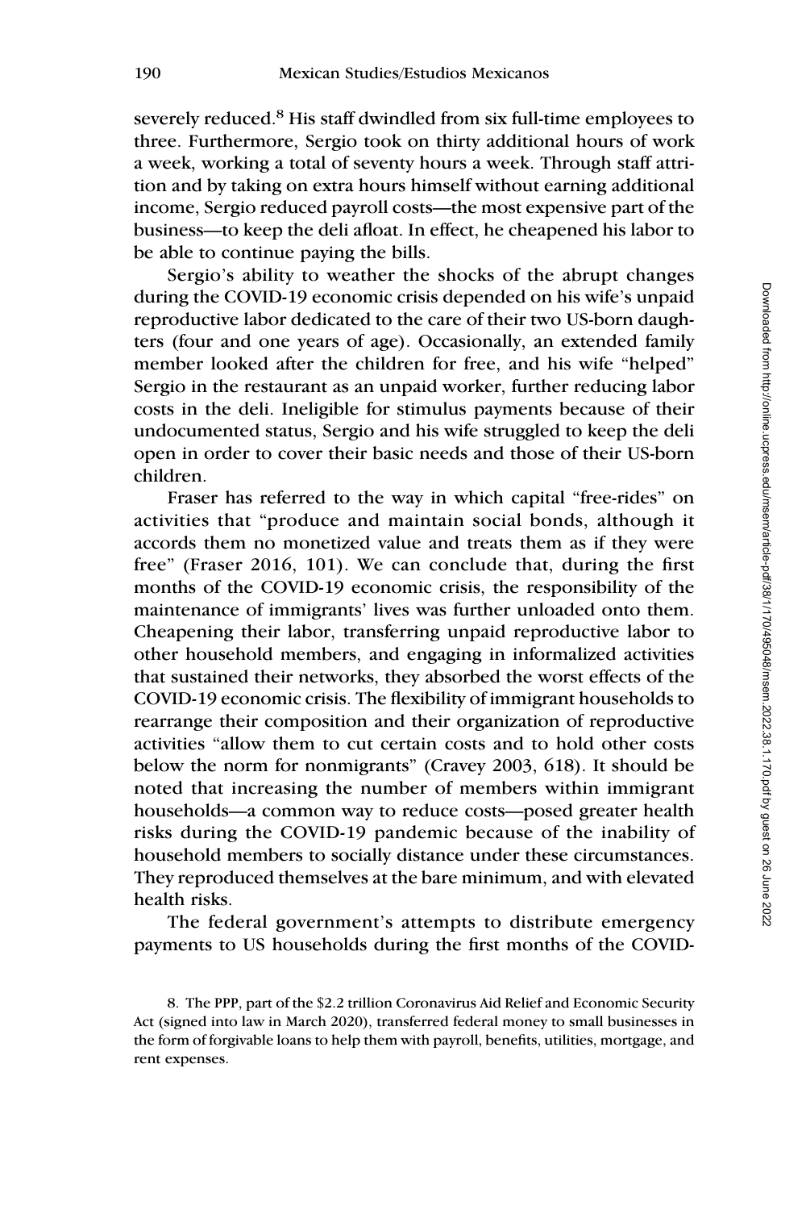severely reduced.[8] His staff dwindled from six full-time employees to three. Furthermore, Sergio took on thirty additional hours of work a week, working a total of seventy hours a week. Through staff attrition and by taking on extra hours himself without earning additional income, Sergio reduced payroll costs—the most expensive part of the business—to keep the deli afloat. In effect, he cheapened his labor to be able to continue paying the bills.

Sergio's ability to weather the shocks of the abrupt changes during the COVID-19 economic crisis depended on his wife's unpaid reproductive labor dedicated to the care of their two US-born daughters (four and one years of age). Occasionally, an extended family member looked after the children for free, and his wife "helped" Sergio in the restaurant as an unpaid worker, further reducing labor costs in the deli. Ineligible for stimulus payments because of their undocumented status, Sergio and his wife struggled to keep the deli open in order to cover their basic needs and those of their US-born children.

Fraser has referred to the way in which capital "free-rides" on activities that "produce and maintain social bonds, although it accords them no monetized value and treats them as if they were free" (Fraser 2016, 101). We can conclude that, during the first months of the COVID-19 economic crisis, the responsibility of the maintenance of immigrants' lives was further unloaded onto them. Cheapening their labor, transferring unpaid reproductive labor to other household members, and engaging in informalized activities that sustained their networks, they absorbed the worst effects of the COVID-19 economic crisis. The flexibility of immigrant households to rearrange their composition and their organization of reproductive activities "allow them to cut certain costs and to hold other costs below the norm for nonmigrants" (Cravey 2003, 618). It should be noted that increasing the number of members within immigrant households—a common way to reduce costs—posed greater health risks during the COVID-19 pandemic because of the inability of household members to socially distance under these circumstances. They reproduced themselves at the bare minimum, and with elevated health risks.

The federal government's attempts to distribute emergency payments to US households during the first months of the COVID-

8. The PPP, part of the $2.2 trillion Coronavirus Aid Relief and Economic Security Act (signed into law in March 2020), transferred federal money to small businesses in the form of forgivable loans to help them with payroll, benefits, utilities, mortgage, and rent expenses.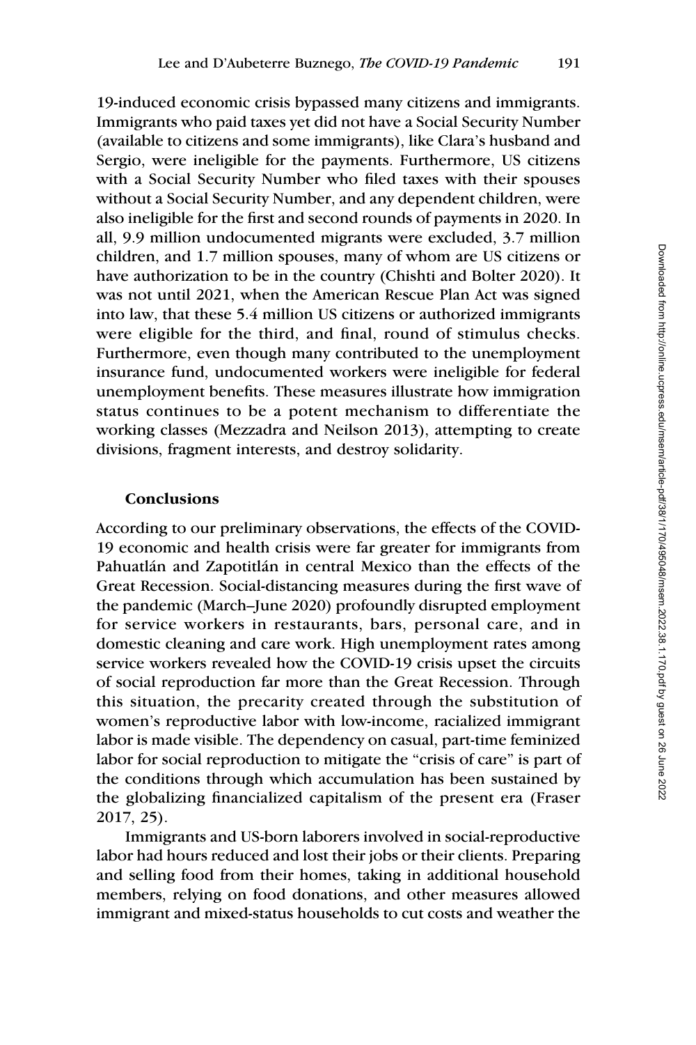19-induced economic crisis bypassed many citizens and immigrants. Immigrants who paid taxes yet did not have a Social Security Number (available to citizens and some immigrants), like Clara's husband and Sergio, were ineligible for the payments. Furthermore, US citizens with a Social Security Number who filed taxes with their spouses without a Social Security Number, and any dependent children, were also ineligible for the first and second rounds of payments in 2020. In all, 9.9 million undocumented migrants were excluded, 3.7 million children, and 1.7 million spouses, many of whom are US citizens or have authorization to be in the country (Chishti and Bolter 2020). It was not until 2021, when the American Rescue Plan Act was signed into law, that these 5.4 million US citizens or authorized immigrants were eligible for the third, and final, round of stimulus checks. Furthermore, even though many contributed to the unemployment insurance fund, undocumented workers were ineligible for federal unemployment benefits. These measures illustrate how immigration status continues to be a potent mechanism to differentiate the working classes (Mezzadra and Neilson 2013), attempting to create divisions, fragment interests, and destroy solidarity.

## Conclusions

According to our preliminary observations, the effects of the COVID-19 economic and health crisis were far greater for immigrants from Pahuatlán and Zapotitlán in central Mexico than the effects of the Great Recession. Social-distancing measures during the first wave of the pandemic (March–June 2020) profoundly disrupted employment for service workers in restaurants, bars, personal care, and in domestic cleaning and care work. High unemployment rates among service workers revealed how the COVID-19 crisis upset the circuits of social reproduction far more than the Great Recession. Through this situation, the precarity created through the substitution of women's reproductive labor with low-income, racialized immigrant labor is made visible. The dependency on casual, part-time feminized labor for social reproduction to mitigate the "crisis of care" is part of the conditions through which accumulation has been sustained by the globalizing financialized capitalism of the present era (Fraser 2017, 25).

Immigrants and US-born laborers involved in social-reproductive labor had hours reduced and lost their jobs or their clients. Preparing and selling food from their homes, taking in additional household members, relying on food donations, and other measures allowed immigrant and mixed-status households to cut costs and weather the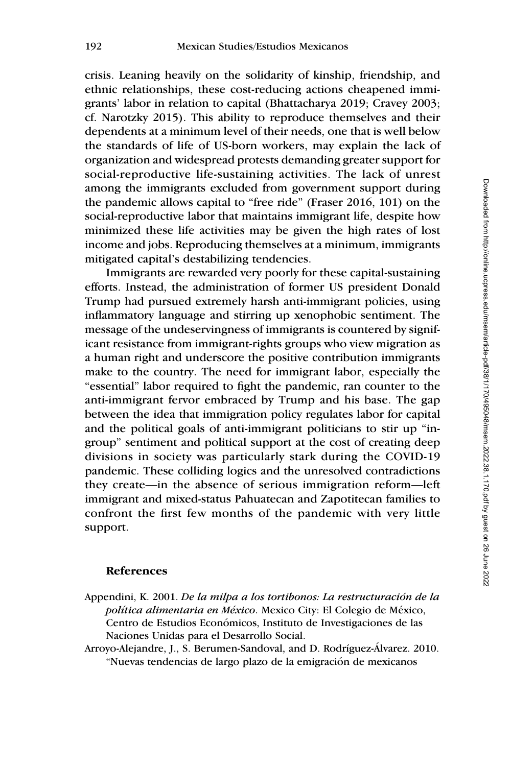crisis. Leaning heavily on the solidarity of kinship, friendship, and ethnic relationships, these cost-reducing actions cheapened immigrants' labor in relation to capital (Bhattacharya 2019; Cravey 2003; cf. Narotzky 2015). This ability to reproduce themselves and their dependents at a minimum level of their needs, one that is well below the standards of life of US-born workers, may explain the lack of organization and widespread protests demanding greater support for social-reproductive life-sustaining activities. The lack of unrest among the immigrants excluded from government support during the pandemic allows capital to "free ride" (Fraser 2016, 101) on the social-reproductive labor that maintains immigrant life, despite how minimized these life activities may be given the high rates of lost income and jobs. Reproducing themselves at a minimum, immigrants mitigated capital's destabilizing tendencies.

Immigrants are rewarded very poorly for these capital-sustaining efforts. Instead, the administration of former US president Donald Trump had pursued extremely harsh anti-immigrant policies, using inflammatory language and stirring up xenophobic sentiment. The message of the undeservingness of immigrants is countered by significant resistance from immigrant-rights groups who view migration as a human right and underscore the positive contribution immigrants make to the country. The need for immigrant labor, especially the "essential" labor required to fight the pandemic, ran counter to the anti-immigrant fervor embraced by Trump and his base. The gap between the idea that immigration policy regulates labor for capital and the political goals of anti-immigrant politicians to stir up "in-group" sentiment and political support at the cost of creating deep divisions in society was particularly stark during the COVID-19 pandemic. These colliding logics and the unresolved contradictions they create—in the absence of serious immigration reform—left immigrant and mixed-status Pahuatecan and Zapotitecan families to confront the first few months of the pandemic with very little support.

## References

Appendini, K. 2001. *De la milpa a los tortibonos: La restructuración de la política alimentaria en México*. Mexico City: El Colegio de México, Centro de Estudios Económicos, Instituto de Investigaciones de las Naciones Unidas para el Desarrollo Social.

Arroyo-Alejandre, J., S. Berumen-Sandoval, and D. Rodríguez-Álvarez. 2010. "Nuevas tendencias de largo plazo de la emigración de mexicanos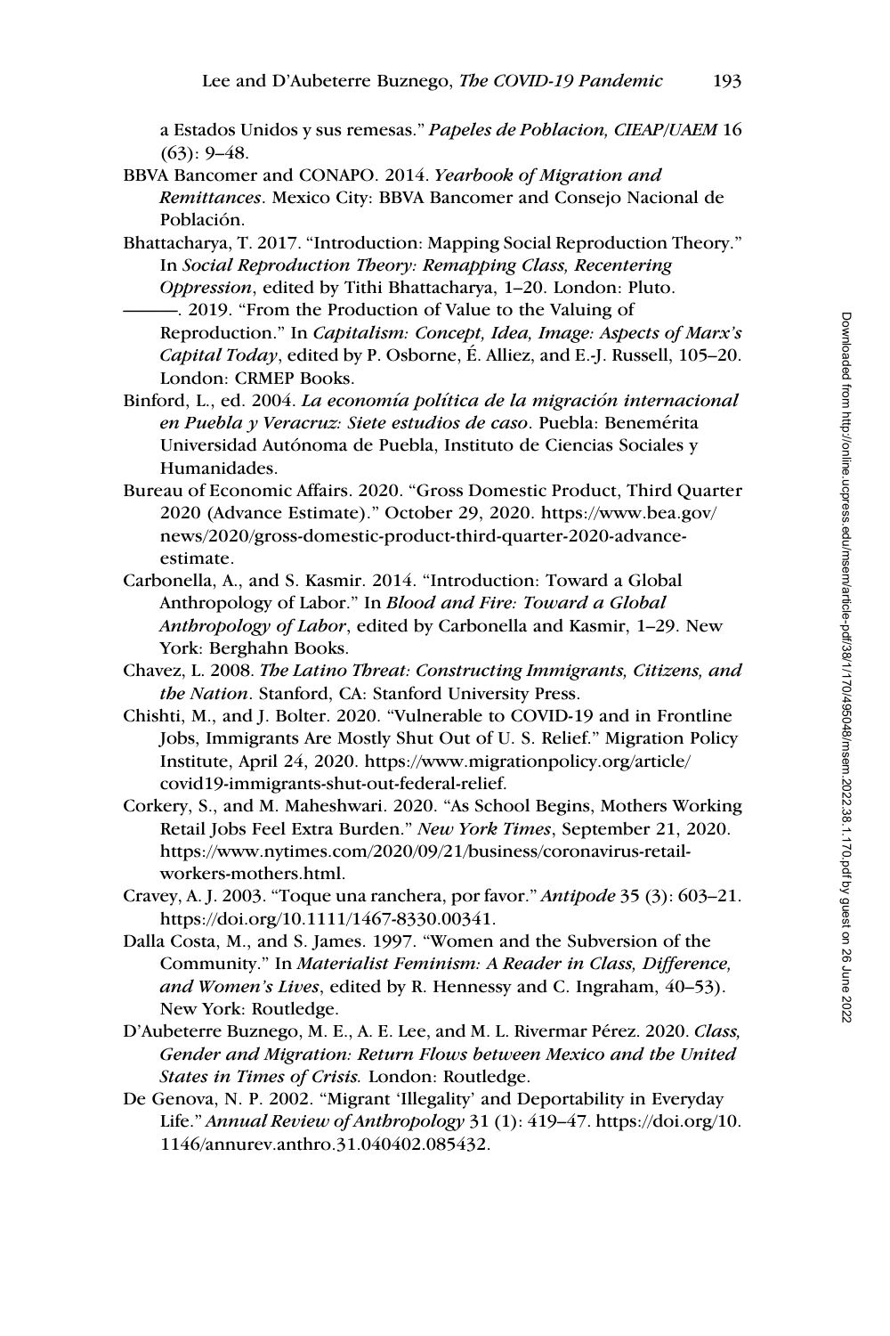a Estados Unidos y sus remesas." *Papeles de Poblacion, CIEAP/UAEM* 16 (63): 9–48.

BBVA Bancomer and CONAPO. 2014. *Yearbook of Migration and Remittances*. Mexico City: BBVA Bancomer and Consejo Nacional de Población.

Bhattacharya, T. 2017. "Introduction: Mapping Social Reproduction Theory." In *Social Reproduction Theory: Remapping Class, Recentering Oppression*, edited by Tithi Bhattacharya, 1–20. London: Pluto.

———. 2019. "From the Production of Value to the Valuing of Reproduction." In *Capitalism: Concept, Idea, Image: Aspects of Marx's Capital Today*, edited by P. Osborne, É. Alliez, and E.-J. Russell, 105–20. London: CRMEP Books.

Binford, L., ed. 2004. *La economía política de la migración internacional en Puebla y Veracruz: Siete estudios de caso*. Puebla: Benemérita Universidad Autónoma de Puebla, Instituto de Ciencias Sociales y Humanidades.

Bureau of Economic Affairs. 2020. "Gross Domestic Product, Third Quarter 2020 (Advance Estimate)." October 29, 2020. https://www.bea.gov/news/2020/gross-domestic-product-third-quarter-2020-advance-estimate.

Carbonella, A., and S. Kasmir. 2014. "Introduction: Toward a Global Anthropology of Labor." In *Blood and Fire: Toward a Global Anthropology of Labor*, edited by Carbonella and Kasmir, 1–29. New York: Berghahn Books.

Chavez, L. 2008. *The Latino Threat: Constructing Immigrants, Citizens, and the Nation*. Stanford, CA: Stanford University Press.

Chishti, M., and J. Bolter. 2020. "Vulnerable to COVID-19 and in Frontline Jobs, Immigrants Are Mostly Shut Out of U. S. Relief." Migration Policy Institute, April 24, 2020. https://www.migrationpolicy.org/article/covid19-immigrants-shut-out-federal-relief.

Corkery, S., and M. Maheshwari. 2020. "As School Begins, Mothers Working Retail Jobs Feel Extra Burden." *New York Times*, September 21, 2020. https://www.nytimes.com/2020/09/21/business/coronavirus-retail-workers-mothers.html.

Cravey, A. J. 2003. "Toque una ranchera, por favor." *Antipode* 35 (3): 603–21. https://doi.org/10.1111/1467-8330.00341.

Dalla Costa, M., and S. James. 1997. "Women and the Subversion of the Community." In *Materialist Feminism: A Reader in Class, Difference, and Women's Lives*, edited by R. Hennessy and C. Ingraham, 40–53). New York: Routledge.

D'Aubeterre Buznego, M. E., A. E. Lee, and M. L. Rivermar Pérez. 2020. *Class, Gender and Migration: Return Flows between Mexico and the United States in Times of Crisis.* London: Routledge.

De Genova, N. P. 2002. "Migrant 'Illegality' and Deportability in Everyday Life." *Annual Review of Anthropology* 31 (1): 419–47. https://doi.org/10.1146/annurev.anthro.31.040402.085432.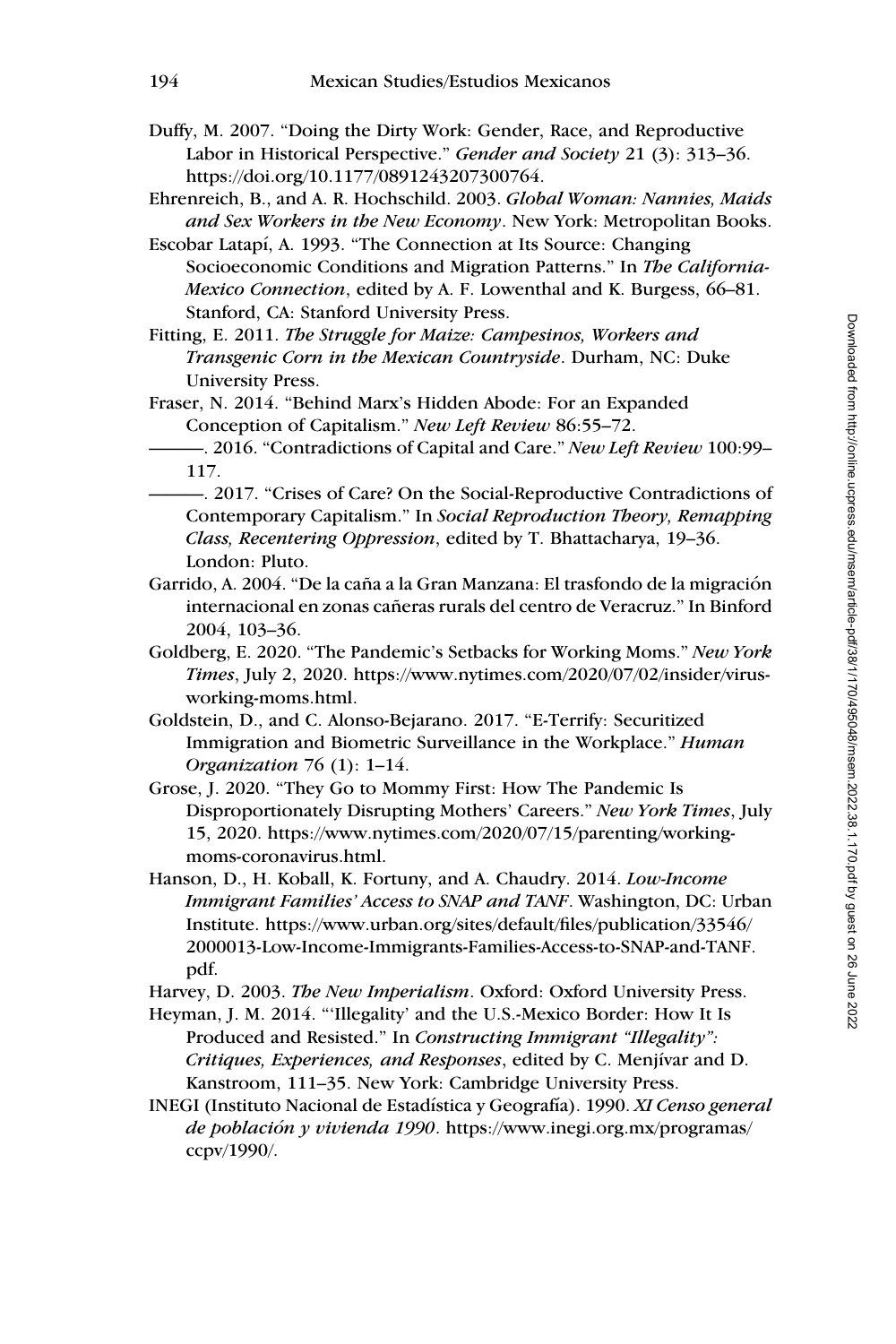Duffy, M. 2007. "Doing the Dirty Work: Gender, Race, and Reproductive Labor in Historical Perspective." *Gender and Society* 21 (3): 313–36. https://doi.org/10.1177/0891243207300764.

Ehrenreich, B., and A. R. Hochschild. 2003. ***Global Woman: Nannies, Maids and Sex Workers in the New Economy***. New York: Metropolitan Books.

Escobar Latapí, A. 1993. "The Connection at Its Source: Changing Socioeconomic Conditions and Migration Patterns." In *The California-Mexico Connection*, edited by A. F. Lowenthal and K. Burgess, 66–81. Stanford, CA: Stanford University Press.

Fitting, E. 2011. *The Struggle for Maize: Campesinos, Workers and Transgenic Corn in the Mexican Countryside*. Durham, NC: Duke University Press.

Fraser, N. 2014. "Behind Marx's Hidden Abode: For an Expanded Conception of Capitalism." *New Left Review* 86:55–72.

———. 2016. "Contradictions of Capital and Care." *New Left Review* 100:99–117.

———. 2017. "Crises of Care? On the Social-Reproductive Contradictions of Contemporary Capitalism." In *Social Reproduction Theory, Remapping Class, Recentering Oppression*, edited by T. Bhattacharya, 19–36. London: Pluto.

Garrido, A. 2004. "De la caña a la Gran Manzana: El trasfondo de la migración internacional en zonas cañeras rurals del centro de Veracruz." In Binford 2004, 103–36.

Goldberg, E. 2020. "The Pandemic's Setbacks for Working Moms." *New York Times*, July 2, 2020. https://www.nytimes.com/2020/07/02/insider/virus-working-moms.html.

Goldstein, D., and C. Alonso-Bejarano. 2017. "E-Terrify: Securitized Immigration and Biometric Surveillance in the Workplace." *Human Organization* 76 (1): 1–14.

Grose, J. 2020. "They Go to Mommy First: How The Pandemic Is Disproportionately Disrupting Mothers' Careers." *New York Times*, July 15, 2020. https://www.nytimes.com/2020/07/15/parenting/working-moms-coronavirus.html.

Hanson, D., H. Koball, K. Fortuny, and A. Chaudry. 2014. *Low-Income Immigrant Families' Access to SNAP and TANF*. Washington, DC: Urban Institute. https://www.urban.org/sites/default/files/publication/33546/2000013-Low-Income-Immigrants-Families-Access-to-SNAP-and-TANF.pdf.

Harvey, D. 2003. *The New Imperialism*. Oxford: Oxford University Press.

Heyman, J. M. 2014. "'Illegality' and the U.S.-Mexico Border: How It Is Produced and Resisted." In *Constructing Immigrant "Illegality": Critiques, Experiences, and Responses*, edited by C. Menjívar and D. Kanstroom, 111–35. New York: Cambridge University Press.

INEGI (Instituto Nacional de Estadística y Geografía). 1990. *XI Censo general de población y vivienda 1990*. https://www.inegi.org.mx/programas/ccpv/1990/.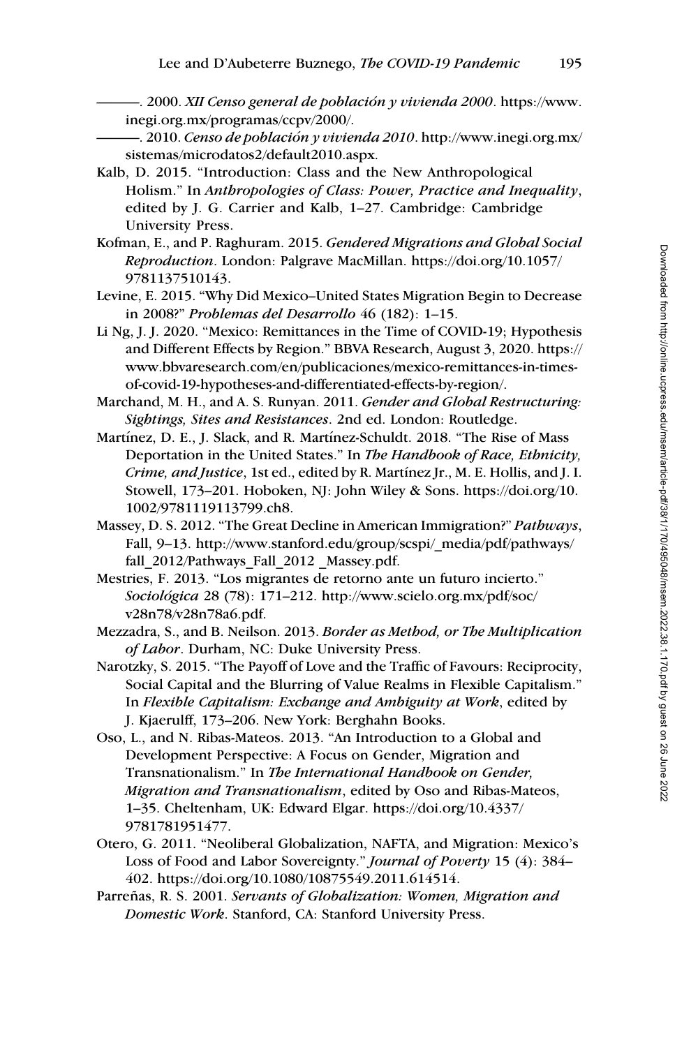———. 2000. *XII Censo general de población y vivienda 2000*. https://www.inegi.org.mx/programas/ccpv/2000/.

———. 2010. *Censo de población y vivienda 2010*. http://www.inegi.org.mx/sistemas/microdatos2/default2010.aspx.

Kalb, D. 2015. "Introduction: Class and the New Anthropological Holism." In *Anthropologies of Class: Power, Practice and Inequality*, edited by J. G. Carrier and Kalb, 1–27. Cambridge: Cambridge University Press.

Kofman, E., and P. Raghuram. 2015. *Gendered Migrations and Global Social Reproduction*. London: Palgrave MacMillan. https://doi.org/10.1057/9781137510143.

Levine, E. 2015. "Why Did Mexico–United States Migration Begin to Decrease in 2008?" *Problemas del Desarrollo* 46 (182): 1–15.

Li Ng, J. J. 2020. "Mexico: Remittances in the Time of COVID-19; Hypothesis and Different Effects by Region." BBVA Research, August 3, 2020. https://www.bbvaresearch.com/en/publicaciones/mexico-remittances-in-times-of-covid-19-hypotheses-and-differentiated-effects-by-region/.

Marchand, M. H., and A. S. Runyan. 2011. *Gender and Global Restructuring: Sightings, Sites and Resistances*. 2nd ed. London: Routledge.

Martínez, D. E., J. Slack, and R. Martínez-Schuldt. 2018. "The Rise of Mass Deportation in the United States." In *The Handbook of Race, Ethnicity, Crime, and Justice*, 1st ed., edited by R. Martínez Jr., M. E. Hollis, and J. I. Stowell, 173–201. Hoboken, NJ: John Wiley & Sons. https://doi.org/10.1002/9781119113799.ch8.

Massey, D. S. 2012. "The Great Decline in American Immigration?" *Pathways*, Fall, 9–13. http://www.stanford.edu/group/scspi/_media/pdf/pathways/fall_2012/Pathways_Fall_2012 _Massey.pdf.

Mestries, F. 2013. "Los migrantes de retorno ante un futuro incierto." *Sociológica* 28 (78): 171–212. http://www.scielo.org.mx/pdf/soc/v28n78/v28n78a6.pdf.

Mezzadra, S., and B. Neilson. 2013. *Border as Method, or The Multiplication of Labor*. Durham, NC: Duke University Press.

Narotzky, S. 2015. "The Payoff of Love and the Traffic of Favours: Reciprocity, Social Capital and the Blurring of Value Realms in Flexible Capitalism." In *Flexible Capitalism: Exchange and Ambiguity at Work*, edited by J. Kjaerulff, 173–206. New York: Berghahn Books.

Oso, L., and N. Ribas-Mateos. 2013. "An Introduction to a Global and Development Perspective: A Focus on Gender, Migration and Transnationalism." In *The International Handbook on Gender, Migration and Transnationalism*, edited by Oso and Ribas-Mateos, 1–35. Cheltenham, UK: Edward Elgar. https://doi.org/10.4337/9781781951477.

Otero, G. 2011. "Neoliberal Globalization, NAFTA, and Migration: Mexico's Loss of Food and Labor Sovereignty." *Journal of Poverty* 15 (4): 384–402. https://doi.org/10.1080/10875549.2011.614514.

Parreñas, R. S. 2001. *Servants of Globalization: Women, Migration and Domestic Work*. Stanford, CA: Stanford University Press.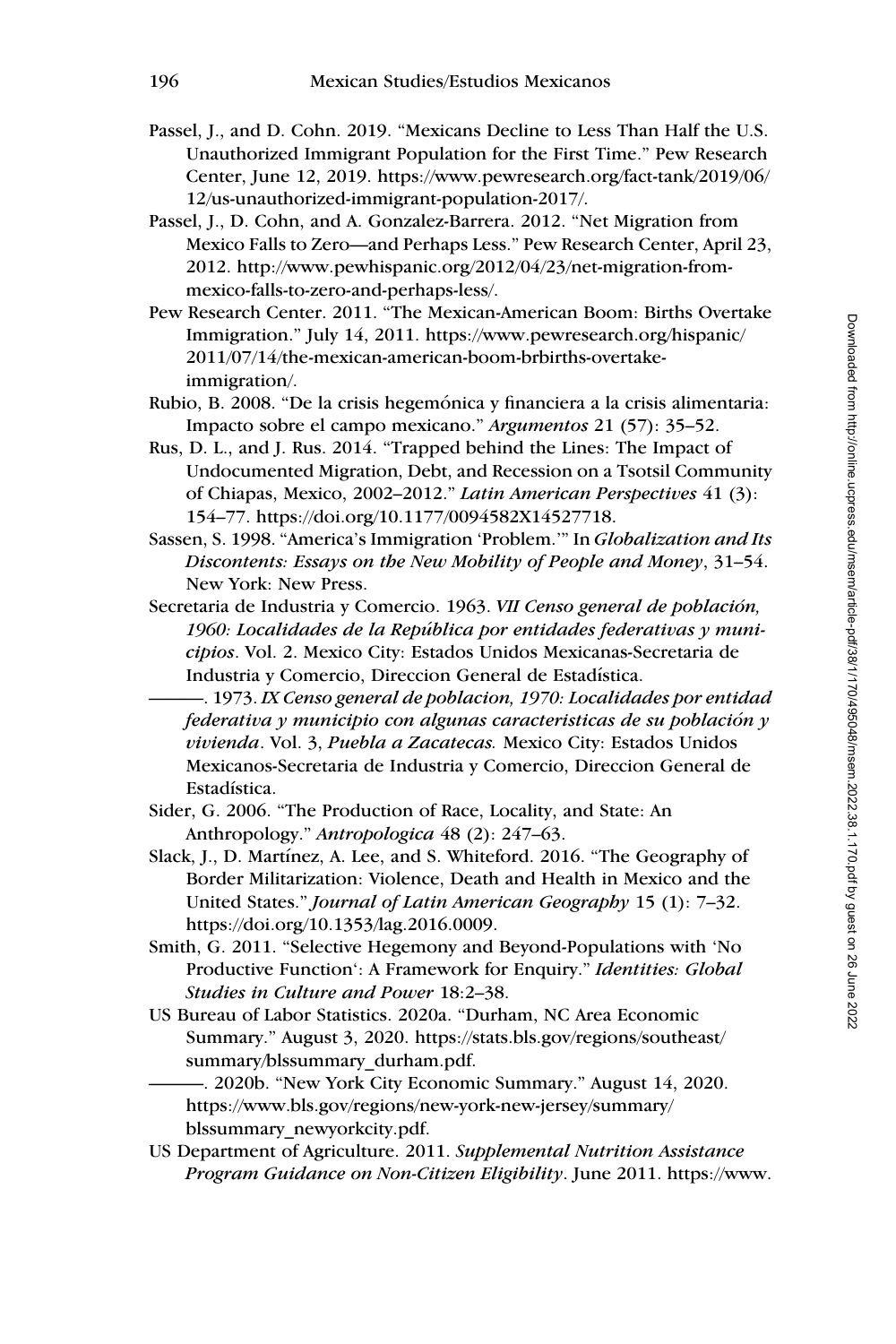Passel, J., and D. Cohn. 2019. "Mexicans Decline to Less Than Half the U.S. Unauthorized Immigrant Population for the First Time." Pew Research Center, June 12, 2019. https://www.pewresearch.org/fact-tank/2019/06/12/us-unauthorized-immigrant-population-2017/.

Passel, J., D. Cohn, and A. Gonzalez-Barrera. 2012. "Net Migration from Mexico Falls to Zero—and Perhaps Less." Pew Research Center, April 23, 2012. http://www.pewhispanic.org/2012/04/23/net-migration-from-mexico-falls-to-zero-and-perhaps-less/.

Pew Research Center. 2011. "The Mexican-American Boom: Births Overtake Immigration." July 14, 2011. https://www.pewresearch.org/hispanic/2011/07/14/the-mexican-american-boom-brbirths-overtake-immigration/.

Rubio, B. 2008. "De la crisis hegemónica y financiera a la crisis alimentaria: Impacto sobre el campo mexicano." *Argumentos* 21 (57): 35–52.

Rus, D. L., and J. Rus. 2014. "Trapped behind the Lines: The Impact of Undocumented Migration, Debt, and Recession on a Tsotsil Community of Chiapas, Mexico, 2002–2012." *Latin American Perspectives* 41 (3): 154–77. https://doi.org/10.1177/0094582X14527718.

Sassen, S. 1998. "America's Immigration 'Problem.'" In *Globalization and Its Discontents: Essays on the New Mobility of People and Money*, 31–54. New York: New Press.

Secretaria de Industria y Comercio. 1963. *VII Censo general de población, 1960: Localidades de la República por entidades federativas y municipios*. Vol. 2. Mexico City: Estados Unidos Mexicanas-Secretaria de Industria y Comercio, Direccion General de Estadística.

———. 1973. *IX Censo general de poblacion, 1970: Localidades por entidad federativa y municipio con algunas caracteristicas de su población y vivienda*. Vol. 3, *Puebla a Zacatecas.* Mexico City: Estados Unidos Mexicanos-Secretaria de Industria y Comercio, Direccion General de Estadística.

Sider, G. 2006. "The Production of Race, Locality, and State: An Anthropology." *Antropologica* 48 (2): 247–63.

Slack, J., D. Martínez, A. Lee, and S. Whiteford. 2016. "The Geography of Border Militarization: Violence, Death and Health in Mexico and the United States." *Journal of Latin American Geography* 15 (1): 7–32. https://doi.org/10.1353/lag.2016.0009.

Smith, G. 2011. "Selective Hegemony and Beyond-Populations with 'No Productive Function': A Framework for Enquiry." *Identities: Global Studies in Culture and Power* 18:2–38.

US Bureau of Labor Statistics. 2020a. "Durham, NC Area Economic Summary." August 3, 2020. https://stats.bls.gov/regions/southeast/summary/blssummary_durham.pdf.

———. 2020b. "New York City Economic Summary." August 14, 2020. https://www.bls.gov/regions/new-york-new-jersey/summary/blssummary_newyorkcity.pdf.

US Department of Agriculture. 2011. *Supplemental Nutrition Assistance Program Guidance on Non-Citizen Eligibility*. June 2011. https://www.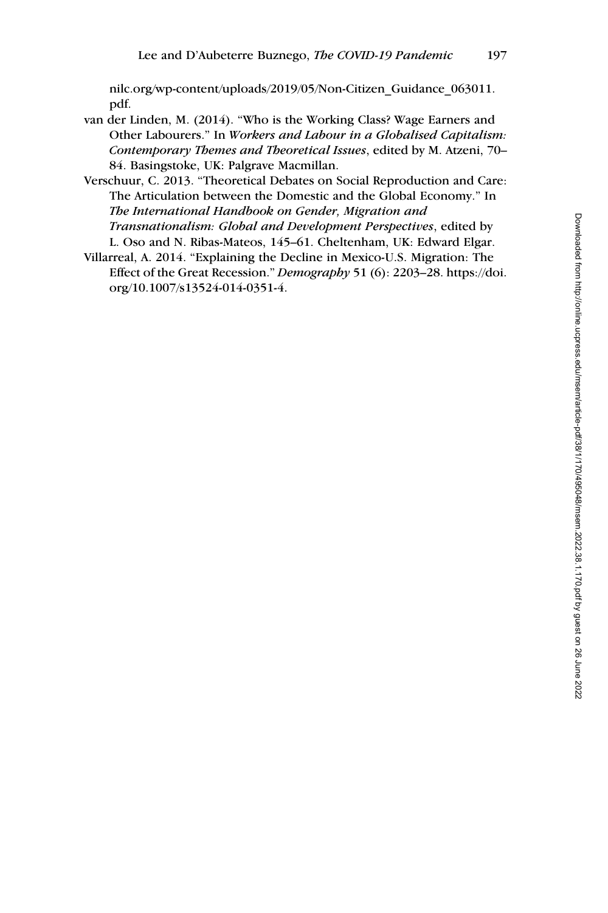nilc.org/wp-content/uploads/2019/05/Non-Citizen_Guidance_063011.pdf.

van der Linden, M. (2014). "Who is the Working Class? Wage Earners and Other Labourers." In *Workers and Labour in a Globalised Capitalism: Contemporary Themes and Theoretical Issues*, edited by M. Atzeni, 70–84. Basingstoke, UK: Palgrave Macmillan.

Verschuur, C. 2013. "Theoretical Debates on Social Reproduction and Care: The Articulation between the Domestic and the Global Economy." In *The International Handbook on Gender, Migration and Transnationalism: Global and Development Perspectives*, edited by L. Oso and N. Ribas-Mateos, 145–61. Cheltenham, UK: Edward Elgar.

Villarreal, A. 2014. "Explaining the Decline in Mexico-U.S. Migration: The Effect of the Great Recession." *Demography* 51 (6): 2203–28. https://doi.org/10.1007/s13524-014-0351-4.